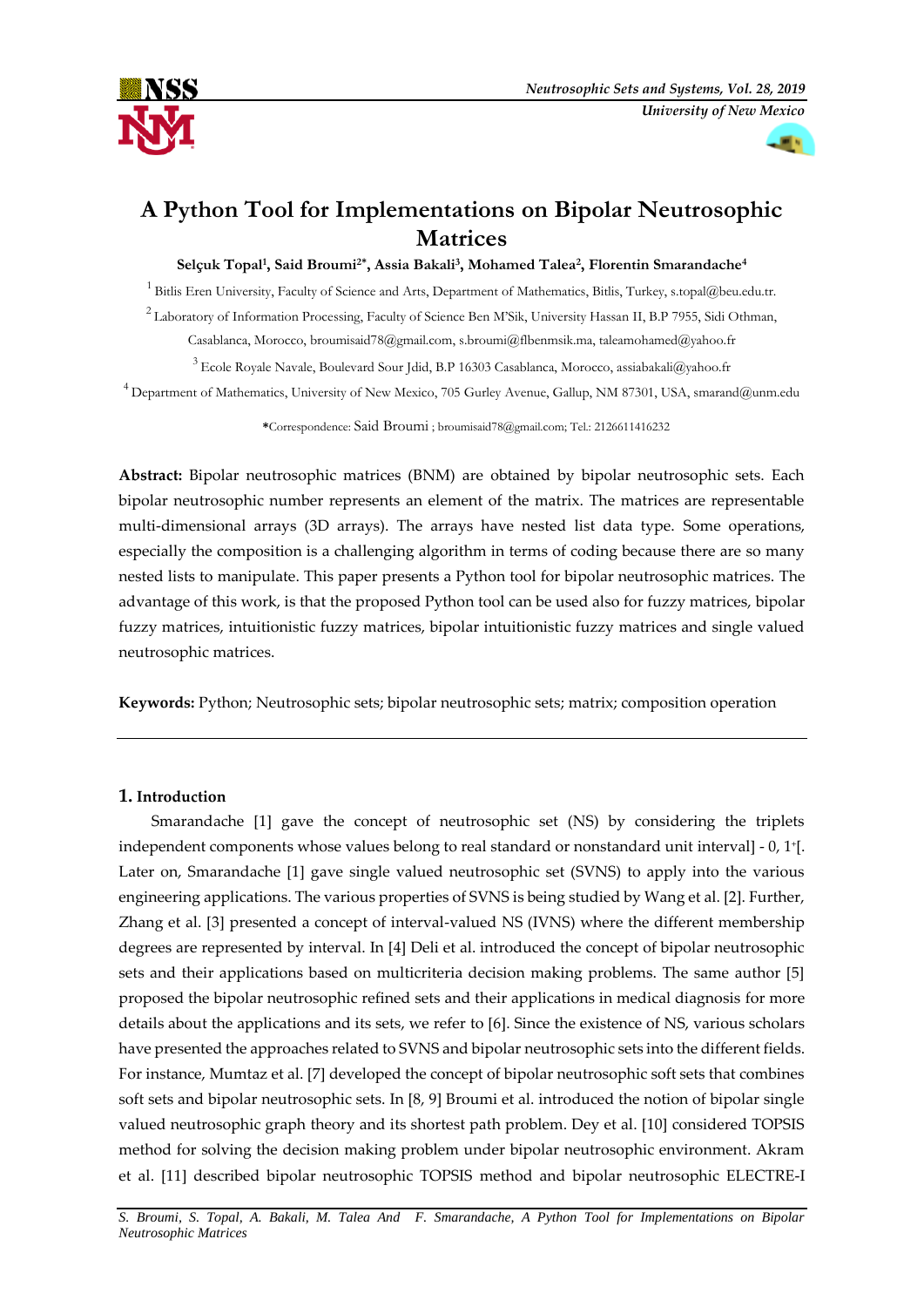# A Python Tool for Implementations on Bipolar Neutrosophic Matrices

**Selçuk Topal[1], Said Broumi[2*], Assia Bakali[3], Mohamed Talea[2], Florentin Smarandache[4]**

[1] Bitlis Eren University, Faculty of Science and Arts, Department of Mathematics, Bitlis, Turkey, s.topal@beu.edu.tr.

[2] Laboratory of Information Processing, Faculty of Science Ben M'Sik, University Hassan II, B.P 7955, Sidi Othman, Casablanca, Morocco, broumisaid78@gmail.com, s.broumi@flbenmsik.ma, taleamohamed@yahoo.fr

[3] Ecole Royale Navale, Boulevard Sour Jdid, B.P 16303 Casablanca, Morocco, assiabakali@yahoo.fr

[4] Department of Mathematics, University of New Mexico, 705 Gurley Avenue, Gallup, NM 87301, USA, smarand@unm.edu

*Correspondence: Said Broumi ; broumisaid78@gmail.com; Tel.: 2126611416232

**Abstract:** Bipolar neutrosophic matrices (BNM) are obtained by bipolar neutrosophic sets. Each bipolar neutrosophic number represents an element of the matrix. The matrices are representable multi-dimensional arrays (3D arrays). The arrays have nested list data type. Some operations, especially the composition is a challenging algorithm in terms of coding because there are so many nested lists to manipulate. This paper presents a Python tool for bipolar neutrosophic matrices. The advantage of this work, is that the proposed Python tool can be used also for fuzzy matrices, bipolar fuzzy matrices, intuitionistic fuzzy matrices, bipolar intuitionistic fuzzy matrices and single valued neutrosophic matrices.

**Keywords:** Python; Neutrosophic sets; bipolar neutrosophic sets; matrix; composition operation

---

## 1. Introduction

Smarandache [1] gave the concept of neutrosophic set (NS) by considering the triplets independent components whose values belong to real standard or nonstandard unit interval$]^{-}0, 1^{+}[$. Later on, Smarandache [1] gave single valued neutrosophic set (SVNS) to apply into the various engineering applications. The various properties of SVNS is being studied by Wang et al. [2]. Further, Zhang et al. [3] presented a concept of interval-valued NS (IVNS) where the different membership degrees are represented by interval. In [4] Deli et al. introduced the concept of bipolar neutrosophic sets and their applications based on multicriteria decision making problems. The same author [5] proposed the bipolar neutrosophic refined sets and their applications in medical diagnosis for more details about the applications and its sets, we refer to [6]. Since the existence of NS, various scholars have presented the approaches related to SVNS and bipolar neutrosophic sets into the different fields. For instance, Mumtaz et al. [7] developed the concept of bipolar neutrosophic soft sets that combines soft sets and bipolar neutrosophic sets. In [8, 9] Broumi et al. introduced the notion of bipolar single valued neutrosophic graph theory and its shortest path problem. Dey et al. [10] considered TOPSIS method for solving the decision making problem under bipolar neutrosophic environment. Akram et al. [11] described bipolar neutrosophic TOPSIS method and bipolar neutrosophic ELECTRE-I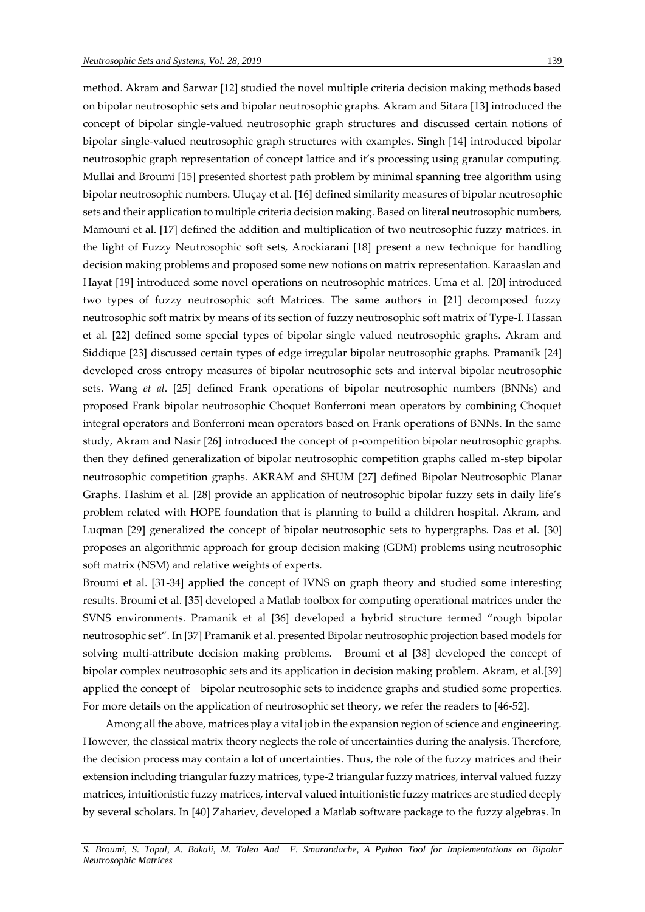method. Akram and Sarwar [12] studied the novel multiple criteria decision making methods based on bipolar neutrosophic sets and bipolar neutrosophic graphs. Akram and Sitara [13] introduced the concept of bipolar single-valued neutrosophic graph structures and discussed certain notions of bipolar single-valued neutrosophic graph structures with examples. Singh [14] introduced bipolar neutrosophic graph representation of concept lattice and it's processing using granular computing. Mullai and Broumi [15] presented shortest path problem by minimal spanning tree algorithm using bipolar neutrosophic numbers. Uluçay et al. [16] defined similarity measures of bipolar neutrosophic sets and their application to multiple criteria decision making. Based on literal neutrosophic numbers, Mamouni et al. [17] defined the addition and multiplication of two neutrosophic fuzzy matrices. in the light of Fuzzy Neutrosophic soft sets, Arockiarani [18] present a new technique for handling decision making problems and proposed some new notions on matrix representation. Karaaslan and Hayat [19] introduced some novel operations on neutrosophic matrices. Uma et al. [20] introduced two types of fuzzy neutrosophic soft Matrices. The same authors in [21] decomposed fuzzy neutrosophic soft matrix by means of its section of fuzzy neutrosophic soft matrix of Type-I. Hassan et al. [22] defined some special types of bipolar single valued neutrosophic graphs. Akram and Siddique [23] discussed certain types of edge irregular bipolar neutrosophic graphs. Pramanik [24] developed cross entropy measures of bipolar neutrosophic sets and interval bipolar neutrosophic sets. Wang *et al*. [25] defined Frank operations of bipolar neutrosophic numbers (BNNs) and proposed Frank bipolar neutrosophic Choquet Bonferroni mean operators by combining Choquet integral operators and Bonferroni mean operators based on Frank operations of BNNs. In the same study, Akram and Nasir [26] introduced the concept of p-competition bipolar neutrosophic graphs. then they defined generalization of bipolar neutrosophic competition graphs called m-step bipolar neutrosophic competition graphs. AKRAM and SHUM [27] defined Bipolar Neutrosophic Planar Graphs. Hashim et al. [28] provide an application of neutrosophic bipolar fuzzy sets in daily life's problem related with HOPE foundation that is planning to build a children hospital. Akram, and Luqman [29] generalized the concept of bipolar neutrosophic sets to hypergraphs. Das et al. [30] proposes an algorithmic approach for group decision making (GDM) problems using neutrosophic soft matrix (NSM) and relative weights of experts.

Broumi et al. [31-34] applied the concept of IVNS on graph theory and studied some interesting results. Broumi et al. [35] developed a Matlab toolbox for computing operational matrices under the SVNS environments. Pramanik et al [36] developed a hybrid structure termed "rough bipolar neutrosophic set". In [37] Pramanik et al. presented Bipolar neutrosophic projection based models for solving multi-attribute decision making problems. Broumi et al [38] developed the concept of bipolar complex neutrosophic sets and its application in decision making problem. Akram, et al.[39] applied the concept of bipolar neutrosophic sets to incidence graphs and studied some properties. For more details on the application of neutrosophic set theory, we refer the readers to [46-52].

Among all the above, matrices play a vital job in the expansion region of science and engineering. However, the classical matrix theory neglects the role of uncertainties during the analysis. Therefore, the decision process may contain a lot of uncertainties. Thus, the role of the fuzzy matrices and their extension including triangular fuzzy matrices, type-2 triangular fuzzy matrices, interval valued fuzzy matrices, intuitionistic fuzzy matrices, interval valued intuitionistic fuzzy matrices are studied deeply by several scholars. In [40] Zahariev, developed a Matlab software package to the fuzzy algebras. In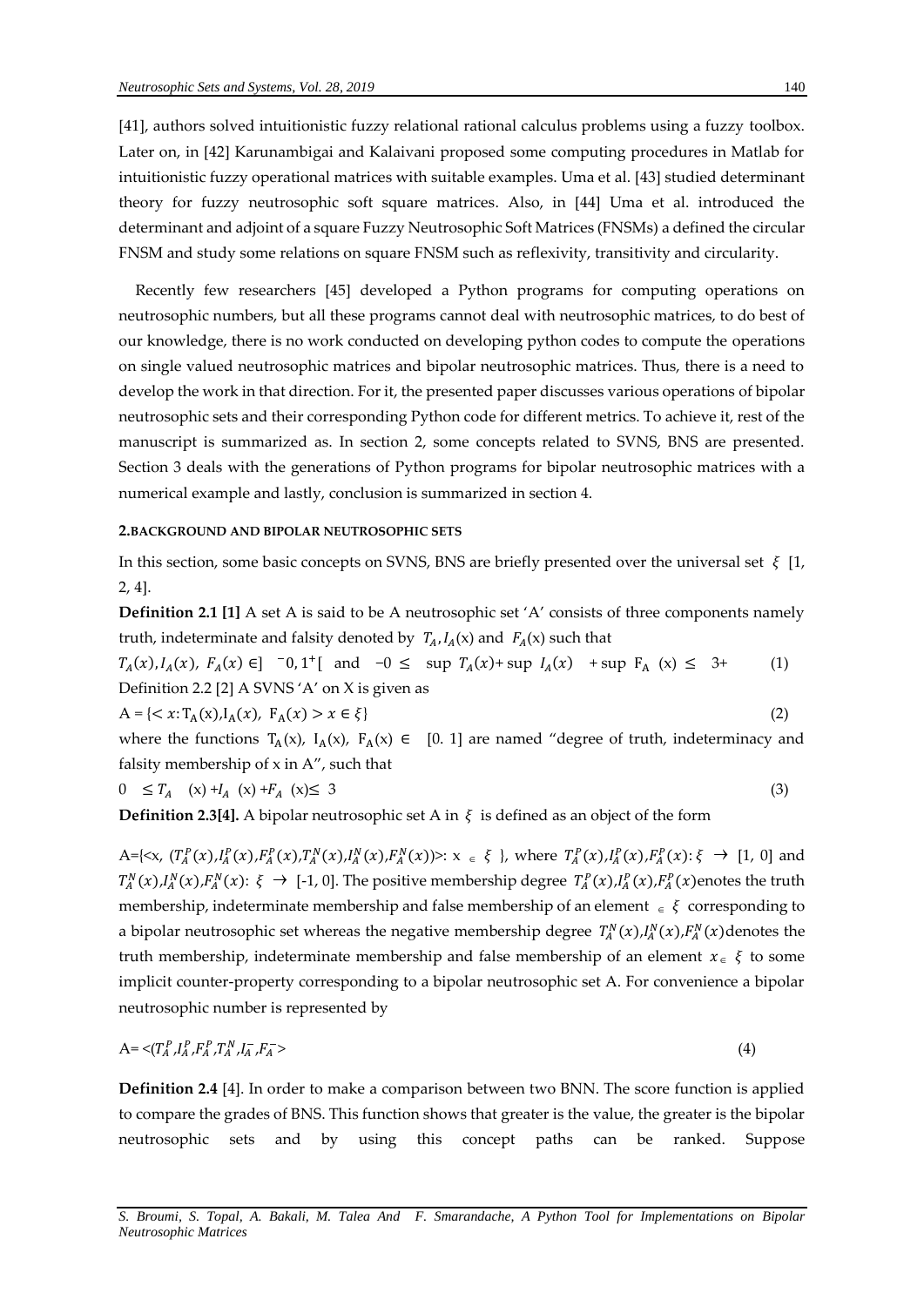[41], authors solved intuitionistic fuzzy relational rational calculus problems using a fuzzy toolbox. Later on, in [42] Karunambigai and Kalaivani proposed some computing procedures in Matlab for intuitionistic fuzzy operational matrices with suitable examples. Uma et al. [43] studied determinant theory for fuzzy neutrosophic soft square matrices. Also, in [44] Uma et al. introduced the determinant and adjoint of a square Fuzzy Neutrosophic Soft Matrices (FNSMs) a defined the circular FNSM and study some relations on square FNSM such as reflexivity, transitivity and circularity.

Recently few researchers [45] developed a Python programs for computing operations on neutrosophic numbers, but all these programs cannot deal with neutrosophic matrices, to do best of our knowledge, there is no work conducted on developing python codes to compute the operations on single valued neutrosophic matrices and bipolar neutrosophic matrices. Thus, there is a need to develop the work in that direction. For it, the presented paper discusses various operations of bipolar neutrosophic sets and their corresponding Python code for different metrics. To achieve it, rest of the manuscript is summarized as. In section 2, some concepts related to SVNS, BNS are presented. Section 3 deals with the generations of Python programs for bipolar neutrosophic matrices with a numerical example and lastly, conclusion is summarized in section 4.

## 2. BACKGROUND AND BIPOLAR NEUTROSOPHIC SETS

In this section, some basic concepts on SVNS, BNS are briefly presented over the universal set $\xi$ [1, 2, 4].

**Definition 2.1 [1]** A set A is said to be A neutrosophic set 'A' consists of three components namely truth, indeterminate and falsity denoted by $T_A, I_A(x)$ and $F_A(x)$ such that

$T_A(x), I_A(x),\ F_A(x) \in ]\ ^{-}0, 1^{+}[$ and $-0 \leq \ \sup T_A(x) + \sup\ I_A(x)\ + \sup\ F_A\ (x) \leq\ 3+$ (1)

Definition 2.2 [2] A SVNS 'A' on X is given as

$$A = \{< x\colon T_A(x), I_A(x),\ F_A(x) > x \in \xi\} \quad (2)$$

where the functions $T_A(x)$, $I_A(x)$, $F_A(x) \in$ [0. 1] are named "degree of truth, indeterminacy and falsity membership of x in A", such that

$$0 \ \leq T_A\ (x) + I_A\ (x) + F_A\ (x) \leq\ 3 \quad (3)$$

**Definition 2.3[4].** A bipolar neutrosophic set A in $\xi$ is defined as an object of the form

A={<x, $(T_A^P(x), I_A^P(x), F_A^P(x), T_A^N(x), I_A^N(x), F_A^N(x))$>: x $\in \xi$ }, where $T_A^P(x), I_A^P(x), F_A^P(x)\colon \xi\ \rightarrow$ [1, 0] and $T_A^N(x), I_A^N(x), F_A^N(x)\colon\ \xi\ \rightarrow$ [-1, 0]. The positive membership degree $T_A^P(x), I_A^P(x), F_A^P(x)$enotes the truth membership, indeterminate membership and false membership of an element $\in \xi$ corresponding to a bipolar neutrosophic set whereas the negative membership degree $T_A^N(x), I_A^N(x), F_A^N(x)$denotes the truth membership, indeterminate membership and false membership of an element $x \in \xi$ to some implicit counter-property corresponding to a bipolar neutrosophic set A. For convenience a bipolar neutrosophic number is represented by

$$A = <(T_A^P, I_A^P, F_A^P, T_A^N, I_A^-, F_A^->\quad (4)$$

**Definition 2.4** [4]. In order to make a comparison between two BNN. The score function is applied to compare the grades of BNS. This function shows that greater is the value, the greater is the bipolar neutrosophic sets and by using this concept paths can be ranked. Suppose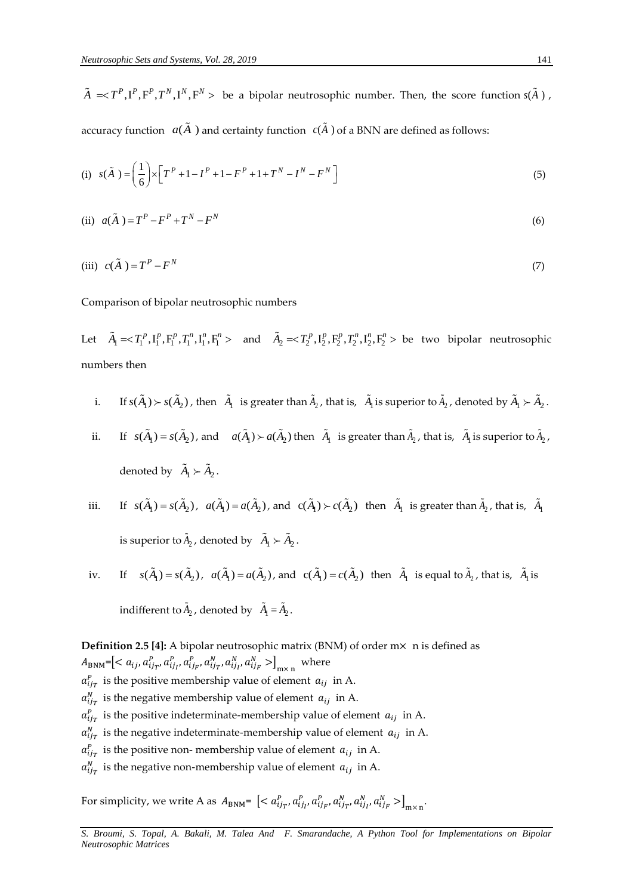$\tilde{A} = < T^P, I^P, F^P, T^N, I^N, F^N >$ be a bipolar neutrosophic number. Then, the score function $s(\tilde{A})$, accuracy function $a(\tilde{A})$ and certainty function $c(\tilde{A})$ of a BNN are defined as follows:

(i) $$s(\tilde{A}) = \left(\frac{1}{6}\right) \times \left[ T^P + 1 - I^P + 1 - F^P + 1 + T^N - I^N - F^N \right] \tag{5}$$

(ii) $$a(\tilde{A}) = T^P - F^P + T^N - F^N \tag{6}$$

(iii) $$c(\tilde{A}) = T^P - F^N \tag{7}$$

Comparison of bipolar neutrosophic numbers

Let $\tilde{A}_1 = < T_1^p, I_1^p, F_1^p, T_1^n, I_1^n, F_1^n >$ and $\tilde{A}_2 = < T_2^p, I_2^p, F_2^p, T_2^n, I_2^n, F_2^n >$ be two bipolar neutrosophic numbers then

i. If $s(\tilde{A}_1) \succ s(\tilde{A}_2)$, then $\tilde{A}_1$ is greater than $\tilde{A}_2$, that is, $\tilde{A}_1$ is superior to $\tilde{A}_2$, denoted by $\tilde{A}_1 \succ \tilde{A}_2$.

ii. If $s(\tilde{A}_1) = s(\tilde{A}_2)$, and $a(\tilde{A}_1) \succ a(\tilde{A}_2)$ then $\tilde{A}_1$ is greater than $\tilde{A}_2$, that is, $\tilde{A}_1$ is superior to $\tilde{A}_2$, denoted by $\tilde{A}_1 \succ \tilde{A}_2$.

iii. If $s(\tilde{A}_1) = s(\tilde{A}_2)$, $a(\tilde{A}_1) = a(\tilde{A}_2)$, and $c(\tilde{A}_1) \succ c(\tilde{A}_2)$ then $\tilde{A}_1$ is greater than $\tilde{A}_2$, that is, $\tilde{A}_1$ is superior to $\tilde{A}_2$, denoted by $\tilde{A}_1 \succ \tilde{A}_2$.

iv. If $s(\tilde{A}_1) = s(\tilde{A}_2)$, $a(\tilde{A}_1) = a(\tilde{A}_2)$, and $c(\tilde{A}_1) = c(\tilde{A}_2)$ then $\tilde{A}_1$ is equal to $\tilde{A}_2$, that is, $\tilde{A}_1$ is indifferent to $\tilde{A}_2$, denoted by $\tilde{A}_1 = \tilde{A}_2$.

**Definition 2.5 [4]:** A bipolar neutrosophic matrix (BNM) of order m× n is defined as
$A_{\text{BNM}} = \left[ < a_{ij}, a_{ij_T}^P, a_{ij_I}^P, a_{ij_F}^P, a_{ij_T}^N, a_{ij_I}^N, a_{ij_F}^N > \right]_{\text{m}\times\text{n}}$ where

$a_{ij_T}^P$ is the positive membership value of element $a_{ij}$ in A.
$a_{ij_T}^N$ is the negative membership value of element $a_{ij}$ in A.
$a_{ij_T}^P$ is the positive indeterminate-membership value of element $a_{ij}$ in A.
$a_{ij_T}^N$ is the negative indeterminate-membership value of element $a_{ij}$ in A.
$a_{ij_T}^P$ is the positive non- membership value of element $a_{ij}$ in A.
$a_{ij_T}^N$ is the negative non-membership value of element $a_{ij}$ in A.

For simplicity, we write A as $A_{\text{BNM}} = \left[ < a_{ij_T}^P, a_{ij_I}^P, a_{ij_F}^P, a_{ij_T}^N, a_{ij_I}^N, a_{ij_F}^N > \right]_{\text{m}\times\text{n}}$.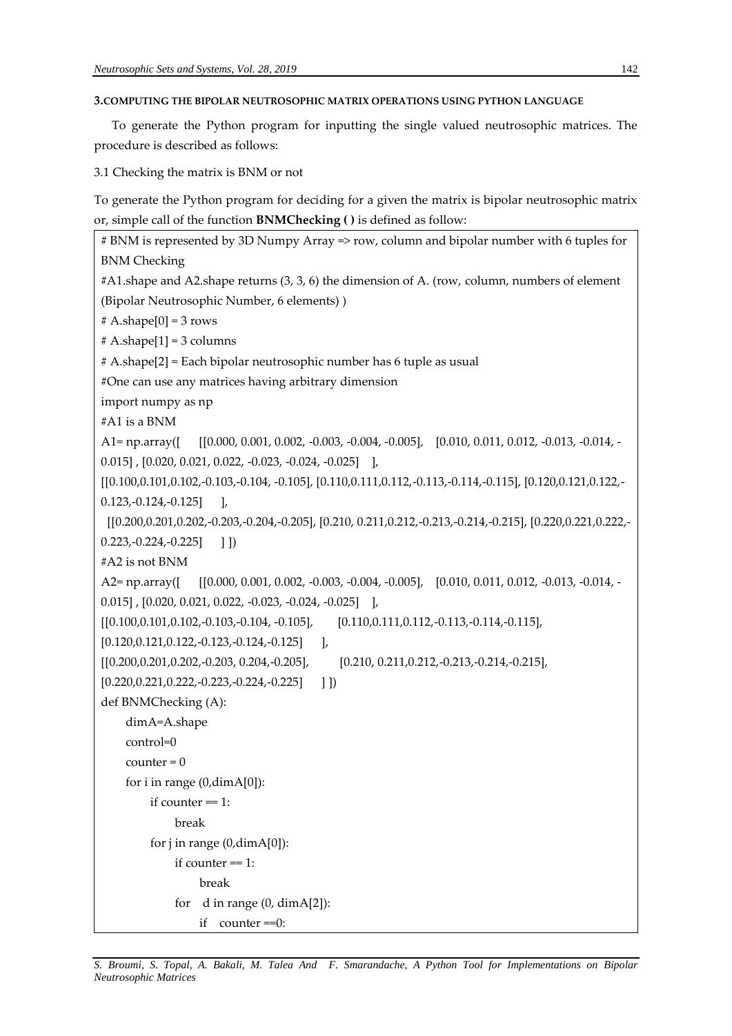**3. COMPUTING THE BIPOLAR NEUTROSOPHIC MATRIX OPERATIONS USING PYTHON LANGUAGE**

To generate the Python program for inputting the single valued neutrosophic matrices. The procedure is described as follows:

3.1 Checking the matrix is BNM or not

To generate the Python program for deciding for a given the matrix is bipolar neutrosophic matrix or, simple call of the function **BNMChecking ( )** is defined as follow:

```
# BNM is represented by 3D Numpy Array => row, column and bipolar number with 6 tuples for BNM Checking
#A1.shape and A2.shape returns (3, 3, 6) the dimension of A. (row, column, numbers of element (Bipolar Neutrosophic Number, 6 elements) )
# A.shape[0] = 3 rows
# A.shape[1] = 3 columns
# A.shape[2] = Each bipolar neutrosophic number has 6 tuple as usual
#One can use any matrices having arbitrary dimension
import numpy as np
#A1 is a BNM
A1= np.array([    [[0.000, 0.001, 0.002, -0.003, -0.004, -0.005],    [0.010, 0.011, 0.012, -0.013, -0.014, -0.015] , [0.020, 0.021, 0.022, -0.023, -0.024, -0.025]    ],
[[0.100,0.101,0.102,-0.103,-0.104, -0.105], [0.110,0.111,0.112,-0.113,-0.114,-0.115], [0.120,0.121,0.122,-0.123,-0.124,-0.125]     ],
  [[0.200,0.201,0.202,-0.203,-0.204,-0.205], [0.210, 0.211,0.212,-0.213,-0.214,-0.215], [0.220,0.221,0.222,-0.223,-0.224,-0.225]     ] ])
#A2 is not BNM
A2= np.array([    [[0.000, 0.001, 0.002, -0.003, -0.004, -0.005],    [0.010, 0.011, 0.012, -0.013, -0.014, -0.015] , [0.020, 0.021, 0.022, -0.023, -0.024, -0.025]    ],
[[0.100,0.101,0.102,-0.103,-0.104, -0.105],        [0.110,0.111,0.112,-0.113,-0.114,-0.115],
[0.120,0.121,0.122,-0.123,-0.124,-0.125]      ],
[[0.200,0.201,0.202,-0.203, 0.204,-0.205],         [0.210, 0.211,0.212,-0.213,-0.214,-0.215],
[0.220,0.221,0.222,-0.223,-0.224,-0.225]      ] ])
def BNMChecking (A):
     dimA=A.shape
     control=0
     counter = 0
     for i in range (0,dimA[0]):
           if counter == 1:
                 break
           for j in range (0,dimA[0]):
                 if counter == 1:
                       break
                 for    d in range (0, dimA[2]):
                       if    counter ==0:
```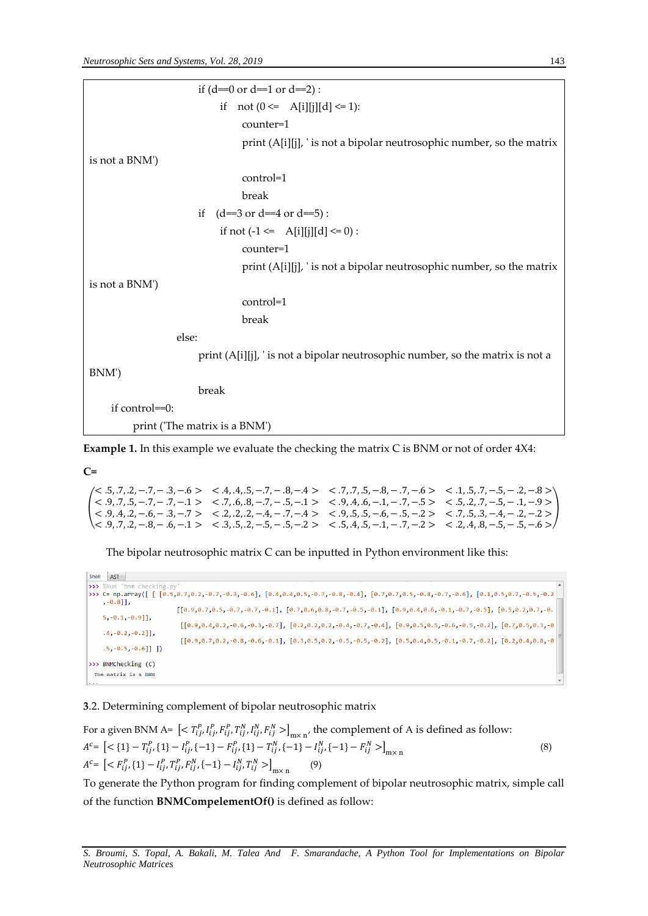```
                    if (d==0 or d==1 or d==2) :
                        if   not (0 <=   A[i][j][d] <= 1):
                            counter=1
                            print (A[i][j], ' is not a bipolar neutrosophic number, so the matrix is not a BNM')
                            control=1
                            break
                    if   (d==3 or d==4 or d==5) :
                        if not (-1 <=   A[i][j][d] <= 0) :
                            counter=1
                            print (A[i][j], ' is not a bipolar neutrosophic number, so the matrix is not a BNM')
                            control=1
                            break
                else:
                    print (A[i][j], ' is not a bipolar neutrosophic number, so the matrix is not a BNM')
                    break
    if control==0:
        print ('The matrix is a BNM')
```

**Example 1.** In this example we evaluate the checking the matrix C is BNM or not of order 4X4:

**C=**

$$\begin{pmatrix} <.5,.7,.2,-.7,-.3,-.6> & <.4,.4,.5,-.7,-.8,-.4> & <.7,.7,.5,-.8,-.7,-.6> & <.1,.5,.7,-.5,-.2,-.8> \\ <.9,.7,.5,-.7,-.7,-.1> & <.7,.6,.8,-.7,-.5,-.1> & <.9,.4,.6,-.1,-.7,-.5> & <.5,.2,.7,-.5,-.1,-.9> \\ <.9,.4,.2,-.6,-.3,-.7> & <.2,.2,.2,-.4,-.7,-.4> & <.9,.5,.5,-.6,-.5,-.2> & <.7,.5,.3,-.4,-.2,-.2> \\ <.9,.7,.2,-.8,-.6,-.1> & <.3,.5,.2,-.5,-.5,-.2> & <.5,.4,.5,-.1,-.7,-.2> & <.2,.4,.8,-.5,-.5,-.6> \end{pmatrix}$$

The bipolar neutrosophic matrix C can be inputted in Python environment like this:

```
>>> %Run 'bnm checking.py'
>>> C= np.array([ [ [0.5,0.7,0.2,-0.7,-0.3,-0.6], [0.4,0.4,0.5,-0.7,-0.8,-0.4], [0.7,0.7,0.5,-0.8,-0.7,-0.6], [0.1,0.5,0.7,-0.5,-0.2,-0.8]],
                  [[0.9,0.7,0.5,-0.7,-0.7,-0.1], [0.7,0.6,0.8,-0.7,-0.5,-0.1], [0.9,0.4,0.6,-0.1,-0.7,-0.5], [0.5,0.2,0.7,-0.5,-0.1,-0.9]],
                  [[0.9,0.4,0.2,-0.6,-0.3,-0.7], [0.2,0.2,0.2,-0.4,-0.7,-0.4], [0.9,0.5,0.5,-0.6,-0.5,-0.2], [0.7,0.5,0.3,-0.4,-0.2,-0.2]],
                  [[0.9,0.7,0.2,-0.8,-0.6,-0.1], [0.3,0.5,0.2,-0.5,-0.5,-0.2], [0.5,0.4,0.5,-0.1,-0.7,-0.2], [0.2,0.4,0.8,-0.5,-0.5,-0.6]] ])
>>> BNMChecking (C)
 The matrix is a BNM
```

3.2. Determining complement of bipolar neutrosophic matrix

For a given BNM A= $[< T_{ij}^{P}, I_{ij}^{P}, F_{ij}^{P}, T_{ij}^{N}, I_{ij}^{N}, F_{ij}^{N} >]_{m\times n}$, the complement of A is defined as follow:

$$A^c= [< \{1\} - T_{ij}^{P}, \{1\} - I_{ij}^{P}, \{-1\} - F_{ij}^{P}, \{1\} - T_{ij}^{N}, \{-1\} - I_{ij}^{N}, \{-1\} - F_{ij}^{N} >]_{m\times n} \quad (8)$$

$$A^c= [< F_{ij}^{P}, \{1\} - I_{ij}^{P}, T_{ij}^{P}, F_{ij}^{N}, \{-1\} - I_{ij}^{N}, T_{ij}^{N} >]_{m\times n} \quad (9)$$

To generate the Python program for finding complement of bipolar neutrosophic matrix, simple call of the function **BNMCompelementOf()** is defined as follow: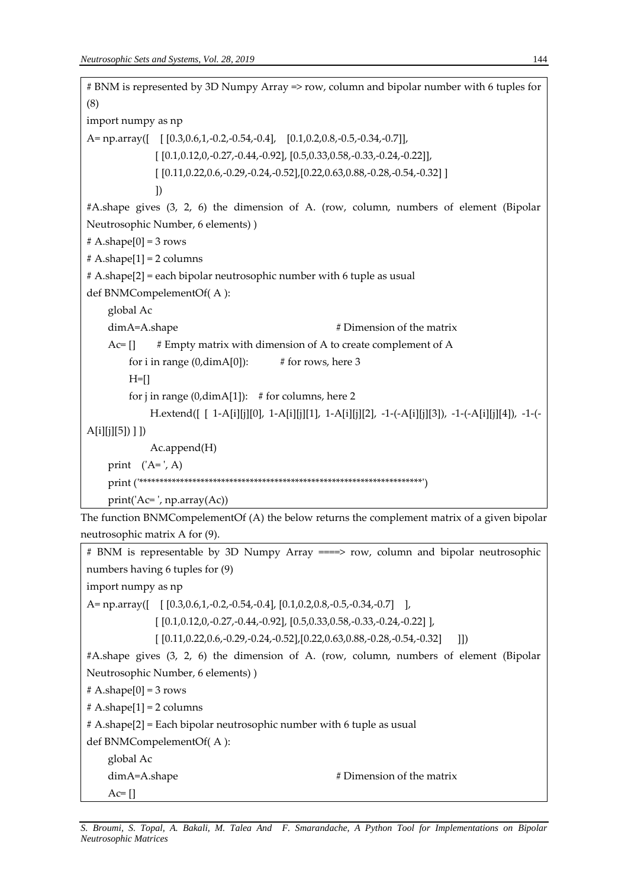```
# BNM is represented by 3D Numpy Array => row, column and bipolar number with 6 tuples for (8)
import numpy as np
A= np.array([   [ [0.3,0.6,1,-0.2,-0.54,-0.4],   [0.1,0.2,0.8,-0.5,-0.34,-0.7]],
                [ [0.1,0.12,0,-0.27,-0.44,-0.92], [0.5,0.33,0.58,-0.33,-0.24,-0.22]],
                [ [0.11,0.22,0.6,-0.29,-0.24,-0.52],[0.22,0.63,0.88,-0.28,-0.54,-0.32] ]
                ])
#A.shape gives (3, 2, 6) the dimension of A. (row, column, numbers of element (Bipolar Neutrosophic Number, 6 elements) )
# A.shape[0] = 3 rows
# A.shape[1] = 2 columns
# A.shape[2] = each bipolar neutrosophic number with 6 tuple as usual
def BNMCompelementOf( A ):
    global Ac
    dimA=A.shape                                # Dimension of the matrix
    Ac= []      # Empty matrix with dimension of A to create complement of A
        for i in range (0,dimA[0]):         # for rows, here 3
        H=[]
        for j in range (0,dimA[1]):   # for columns, here 2
            H.extend([  [ 1-A[i][j][0], 1-A[i][j][1], 1-A[i][j][2], -1-(-A[i][j][3]), -1-(-A[i][j][4]), -1-(-A[i][j][5]) ] ])
            Ac.append(H)
    print   ('A= ', A)
    print ('*******************************************************************')
    print('Ac= ', np.array(Ac))
```

The function BNMCompelementOf (A) the below returns the complement matrix of a given bipolar neutrosophic matrix A for (9).

```
# BNM is representable by 3D Numpy Array ====> row, column and bipolar neutrosophic numbers having 6 tuples for (9)
import numpy as np
A= np.array([   [ [0.3,0.6,1,-0.2,-0.54,-0.4], [0.1,0.2,0.8,-0.5,-0.34,-0.7]    ],
                [ [0.1,0.12,0,-0.27,-0.44,-0.92], [0.5,0.33,0.58,-0.33,-0.24,-0.22] ],
                [ [0.11,0.22,0.6,-0.29,-0.24,-0.52],[0.22,0.63,0.88,-0.28,-0.54,-0.32]     ]])
#A.shape gives (3, 2, 6) the dimension of A. (row, column, numbers of element (Bipolar Neutrosophic Number, 6 elements) )
# A.shape[0] = 3 rows
# A.shape[1] = 2 columns
# A.shape[2] = Each bipolar neutrosophic number with 6 tuple as usual
def BNMCompelementOf( A ):
    global Ac
    dimA=A.shape                                # Dimension of the matrix
    Ac= []
```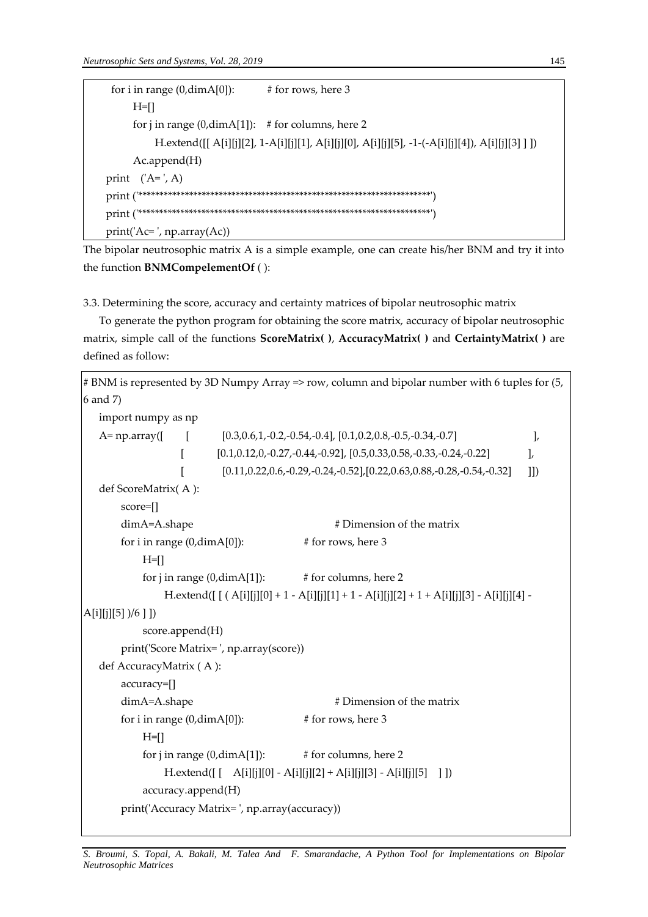```
    for i in range (0,dimA[0]):         # for rows, here 3
        H=[]
        for j in range (0,dimA[1]):   # for columns, here 2
            H.extend([[ A[i][j][2], 1-A[i][j][1], A[i][j][0], A[i][j][5], -1-(-A[i][j][4]), A[i][j][3] ] ])
        Ac.append(H)
    print   ('A= ', A)
    print ('*********************************************************************')
    print ('*********************************************************************')
    print('Ac= ', np.array(Ac))
```

The bipolar neutrosophic matrix A is a simple example, one can create his/her BNM and try it into the function **BNMCompelementOf** ( ):

3.3. Determining the score, accuracy and certainty matrices of bipolar neutrosophic matrix

To generate the python program for obtaining the score matrix, accuracy of bipolar neutrosophic matrix, simple call of the functions **ScoreMatrix( )**, **AccuracyMatrix( )** and **CertaintyMatrix( )** are defined as follow:

```
# BNM is represented by 3D Numpy Array => row, column and bipolar number with 6 tuples for (5, 6 and 7)
import numpy as np
A= np.array([    [      [0.3,0.6,1,-0.2,-0.54,-0.4], [0.1,0.2,0.8,-0.5,-0.34,-0.7]          ],
                 [      [0.1,0.12,0,-0.27,-0.44,-0.92], [0.5,0.33,0.58,-0.33,-0.24,-0.22]     ],
                 [      [0.11,0.22,0.6,-0.29,-0.24,-0.52],[0.22,0.63,0.88,-0.28,-0.54,-0.32]   ]])
def ScoreMatrix( A ):
    score=[]
    dimA=A.shape                          # Dimension of the matrix
    for i in range (0,dimA[0]):           # for rows, here 3
        H=[]
        for j in range (0,dimA[1]):       # for columns, here 2
            H.extend([ [ ( A[i][j][0] + 1 - A[i][j][1] + 1 - A[i][j][2] + 1 + A[i][j][3] - A[i][j][4] - A[i][j][5] )/6 ] ])
        score.append(H)
    print('Score Matrix= ', np.array(score))
def AccuracyMatrix ( A ):
    accuracy=[]
    dimA=A.shape                          # Dimension of the matrix
    for i in range (0,dimA[0]):           # for rows, here 3
        H=[]
        for j in range (0,dimA[1]):       # for columns, here 2
            H.extend([ [   A[i][j][0] - A[i][j][2] + A[i][j][3] - A[i][j][5]   ] ])
        accuracy.append(H)
    print('Accuracy Matrix= ', np.array(accuracy))
```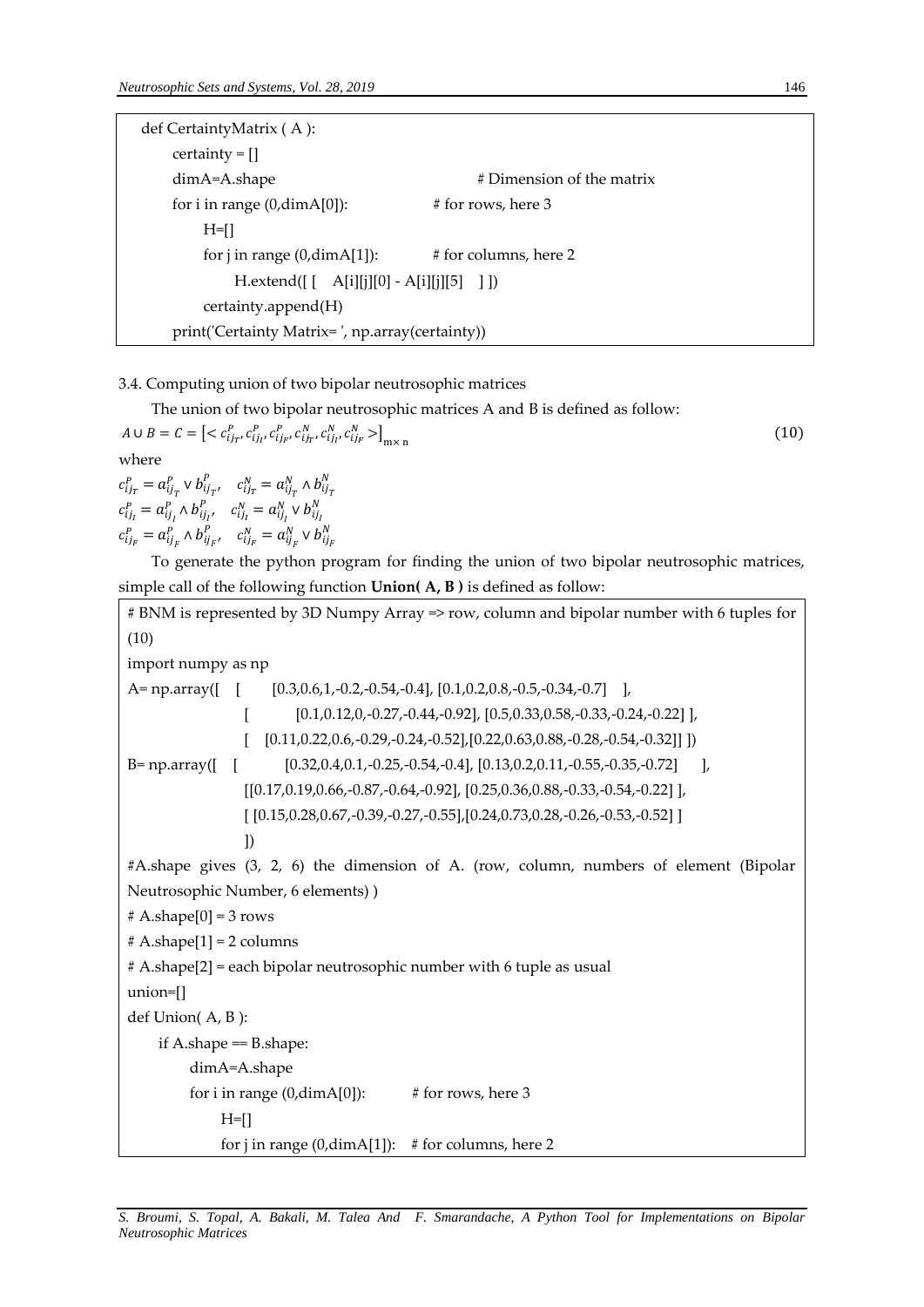```
def CertaintyMatrix ( A ):
    certainty = []
    dimA=A.shape                          # Dimension of the matrix
    for i in range (0,dimA[0]):           # for rows, here 3
        H=[]
        for j in range (0,dimA[1]):       # for columns, here 2
            H.extend([ [  A[i][j][0] - A[i][j][5]  ] ])
        certainty.append(H)
    print('Certainty Matrix= ', np.array(certainty))
```

3.4. Computing union of two bipolar neutrosophic matrices

The union of two bipolar neutrosophic matrices A and B is defined as follow:

$$A \cup B = C = \left[ < c_{ij_T}^P, c_{ij_I}^P, c_{ij_F}^P, c_{ij_T}^N, c_{ij_I}^N, c_{ij_F}^N > \right]_{m\times n} \tag{10}$$

where

$c_{ij_T}^P = a_{ij_T}^P \vee b_{ij_T}^P, \quad c_{ij_T}^N = a_{ij_T}^N \wedge b_{ij_T}^N$

$c_{ij_I}^P = a_{ij_I}^P \wedge b_{ij_I}^P, \quad c_{ij_I}^N = a_{ij_I}^N \vee b_{ij_I}^N$

$c_{ij_F}^P = a_{ij_F}^P \wedge b_{ij_F}^P, \quad c_{ij_F}^N = a_{ij_F}^N \vee b_{ij_F}^N$

To generate the python program for finding the union of two bipolar neutrosophic matrices, simple call of the following function **Union( A, B )** is defined as follow:

```
# BNM is represented by 3D Numpy Array => row, column and bipolar number with 6 tuples for (10)
import numpy as np
A= np.array([  [      [0.3,0.6,1,-0.2,-0.54,-0.4], [0.1,0.2,0.8,-0.5,-0.34,-0.7]   ],
               [      [0.1,0.12,0,-0.27,-0.44,-0.92], [0.5,0.33,0.58,-0.33,-0.24,-0.22] ],
               [   [0.11,0.22,0.6,-0.29,-0.24,-0.52],[0.22,0.63,0.88,-0.28,-0.54,-0.32]] ])
B= np.array([  [       [0.32,0.4,0.1,-0.25,-0.54,-0.4], [0.13,0.2,0.11,-0.55,-0.35,-0.72]     ],
               [[0.17,0.19,0.66,-0.87,-0.64,-0.92], [0.25,0.36,0.88,-0.33,-0.54,-0.22] ],
               [ [0.15,0.28,0.67,-0.39,-0.27,-0.55],[0.24,0.73,0.28,-0.26,-0.53,-0.52] ]
               ])
#A.shape gives (3, 2, 6) the dimension of A. (row, column, numbers of element (Bipolar Neutrosophic Number, 6 elements) )
# A.shape[0] = 3 rows
# A.shape[1] = 2 columns
# A.shape[2] = each bipolar neutrosophic number with 6 tuple as usual
union=[]
def Union( A, B ):
    if A.shape == B.shape:
        dimA=A.shape
        for i in range (0,dimA[0]):         # for rows, here 3
            H=[]
            for j in range (0,dimA[1]):     # for columns, here 2
```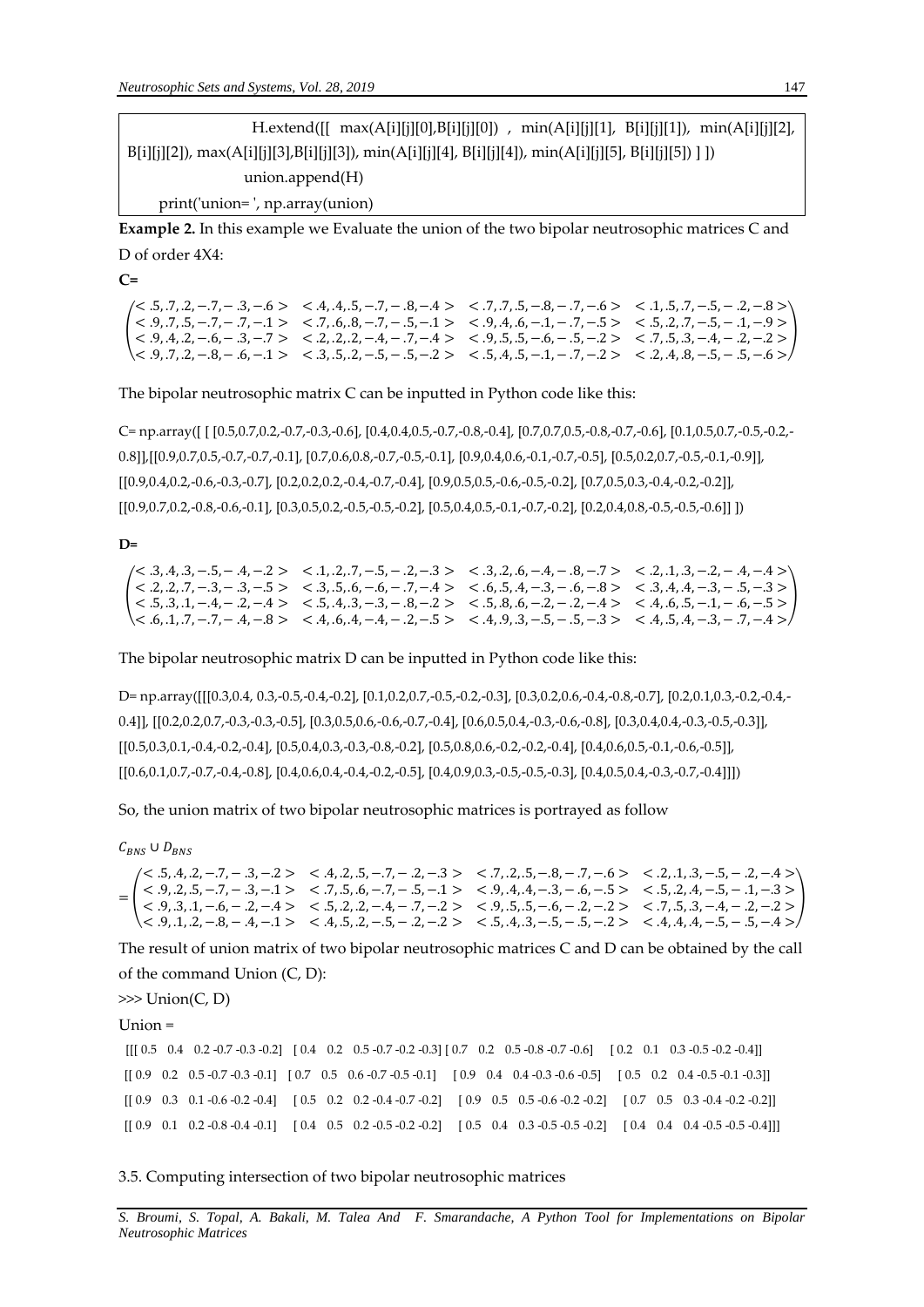```
                H.extend([[ max(A[i][j][0],B[i][j][0]) , min(A[i][j][1], B[i][j][1]), min(A[i][j][2], B[i][j][2]), max(A[i][j][3],B[i][j][3]), min(A[i][j][4], B[i][j][4]), min(A[i][j][5], B[i][j][5]) ] ])
            union.append(H)
    print('union= ', np.array(union)
```

**Example 2.** In this example we Evaluate the union of the two bipolar neutrosophic matrices C and D of order 4X4:

**C=**

$$\begin{pmatrix} <.5,.7,.2,-.7,-.3,-.6> & <.4,.4,.5,-.7,-.8,-.4> & <.7,.7,.5,-.8,-.7,-.6> & <.1,.5,.7,-.5,-.2,-.8> \\ <.9,.7,.5,-.7,-.7,-.1> & <.7,.6,.8,-.7,-.5,-.1> & <.9,.4,.6,-.1,-.7,-.5> & <.5,.2,.7,-.5,-.1,-.9> \\ <.9,.4,.2,-.6,-.3,-.7> & <.2,.2,.2,-.4,-.7,-.4> & <.9,.5,.5,-.6,-.5,-.2> & <.7,.5,.3,-.4,-.2,-.2> \\ <.9,.7,.2,-.8,-.6,-.1> & <.3,.5,.2,-.5,-.5,-.2> & <.5,.4,.5,-.1,-.7,-.2> & <.2,.4,.8,-.5,-.5,-.6> \end{pmatrix}$$

The bipolar neutrosophic matrix C can be inputted in Python code like this:

C= np.array([ [ [0.5,0.7,0.2,-0.7,-0.3,-0.6], [0.4,0.4,0.5,-0.7,-0.8,-0.4], [0.7,0.7,0.5,-0.8,-0.7,-0.6], [0.1,0.5,0.7,-0.5,-0.2,-0.8]],[[0.9,0.7,0.5,-0.7,-0.7,-0.1], [0.7,0.6,0.8,-0.7,-0.5,-0.1], [0.9,0.4,0.6,-0.1,-0.7,-0.5], [0.5,0.2,0.7,-0.5,-0.1,-0.9]], [[0.9,0.4,0.2,-0.6,-0.3,-0.7], [0.2,0.2,0.2,-0.4,-0.7,-0.4], [0.9,0.5,0.5,-0.6,-0.5,-0.2], [0.7,0.5,0.3,-0.4,-0.2,-0.2]], [[0.9,0.7,0.2,-0.8,-0.6,-0.1], [0.3,0.5,0.2,-0.5,-0.5,-0.2], [0.5,0.4,0.5,-0.1,-0.7,-0.2], [0.2,0.4,0.8,-0.5,-0.5,-0.6]] ])

**D=**

$$\begin{pmatrix} <.3,.4,.3,-.5,-.4,-.2> & <.1,.2,.7,-.5,-.2,-.3> & <.3,.2,.6,-.4,-.8,-.7> & <.2,.1,.3,-.2,-.4,-.4> \\ <.2,.2,.7,-.3,-.3,-.5> & <.3,.5,.6,-.6,-.7,-.4> & <.6,.5,.4,-.3,-.6,-.8> & <.3,.4,.4,-.3,-.5,-.3> \\ <.5,.3,.1,-.4,-.2,-.4> & <.5,.4,.3,-.3,-.8,-.2> & <.5,.8,.6,-.2,-.2,-.4> & <.4,.6,.5,-.1,-.6,-.5> \\ <.6,.1,.7,-.7,-.4,-.8> & <.4,.6,.4,-.4,-.2,-.5> & <.4,.9,.3,-.5,-.5,-.3> & <.4,.5,.4,-.3,-.7,-.4> \end{pmatrix}$$

The bipolar neutrosophic matrix D can be inputted in Python code like this:

D= np.array([[[0.3,0.4, 0.3,-0.5,-0.4,-0.2], [0.1,0.2,0.7,-0.5,-0.2,-0.3], [0.3,0.2,0.6,-0.4,-0.8,-0.7], [0.2,0.1,0.3,-0.2,-0.4,-0.4]], [[0.2,0.2,0.7,-0.3,-0.3,-0.5], [0.3,0.5,0.6,-0.6,-0.7,-0.4], [0.6,0.5,0.4,-0.3,-0.6,-0.8], [0.3,0.4,0.4,-0.3,-0.5,-0.3]], [[0.5,0.3,0.1,-0.4,-0.2,-0.4], [0.5,0.4,0.3,-0.3,-0.8,-0.2], [0.5,0.8,0.6,-0.2,-0.2,-0.4], [0.4,0.6,0.5,-0.1,-0.6,-0.5]], [[0.6,0.1,0.7,-0.7,-0.4,-0.8], [0.4,0.6,0.4,-0.4,-0.2,-0.5], [0.4,0.9,0.3,-0.5,-0.5,-0.3], [0.4,0.5,0.4,-0.3,-0.7,-0.4]]])

So, the union matrix of two bipolar neutrosophic matrices is portrayed as follow

$$C_{BNS} \cup D_{BNS} = \begin{pmatrix} <.5,.4,.2,-.7,-.3,-.2> & <.4,.2,.5,-.7,-.2,-.3> & <.7,.2,.5,-.8,-.7,-.6> & <.2,.1,.3,-.5,-.2,-.4> \\ <.9,.2,.5,-.7,-.3,-.1> & <.7,.5,.6,-.7,-.5,-.1> & <.9,.4,.4,-.3,-.6,-.5> & <.5,.2,.4,-.5,-.1,-.3> \\ <.9,.3,.1,-.6,-.2,-.4> & <.5,.2,.2,-.4,-.7,-.2> & <.9,.5,.5,-.6,-.2,-.2> & <.7,.5,.3,-.4,-.2,-.2> \\ <.9,.1,.2,-.8,-.4,-.1> & <.4,.5,.2,-.5,-.2,-.2> & <.5,.4,.3,-.5,-.5,-.2> & <.4,.4,.4,-.5,-.5,-.4> \end{pmatrix}$$

The result of union matrix of two bipolar neutrosophic matrices C and D can be obtained by the call of the command Union (C, D):

```
>>> Union(C, D)
Union =
[[[ 0.5   0.4   0.2 -0.7 -0.3 -0.2]   [ 0.4   0.2   0.5 -0.7 -0.2 -0.3] [ 0.7   0.2   0.5 -0.8 -0.7 -0.6]    [ 0.2   0.1   0.3 -0.5 -0.2 -0.4]]
 [[ 0.9   0.2   0.5 -0.7 -0.3 -0.1]   [ 0.7   0.5   0.6 -0.7 -0.5 -0.1]    [ 0.9   0.4   0.4 -0.3 -0.6 -0.5]    [ 0.5   0.2   0.4 -0.5 -0.1 -0.3]]
 [[ 0.9   0.3   0.1 -0.6 -0.2 -0.4]    [ 0.5   0.2   0.2 -0.4 -0.7 -0.2]    [ 0.9   0.5   0.5 -0.6 -0.2 -0.2]    [ 0.7   0.5   0.3 -0.4 -0.2 -0.2]]
 [[ 0.9   0.1   0.2 -0.8 -0.4 -0.1]    [ 0.4   0.5   0.2 -0.5 -0.2 -0.2]    [ 0.5   0.4   0.3 -0.5 -0.5 -0.2]    [ 0.4   0.4   0.4 -0.5 -0.5 -0.4]]]
```

### 3.5. Computing intersection of two bipolar neutrosophic matrices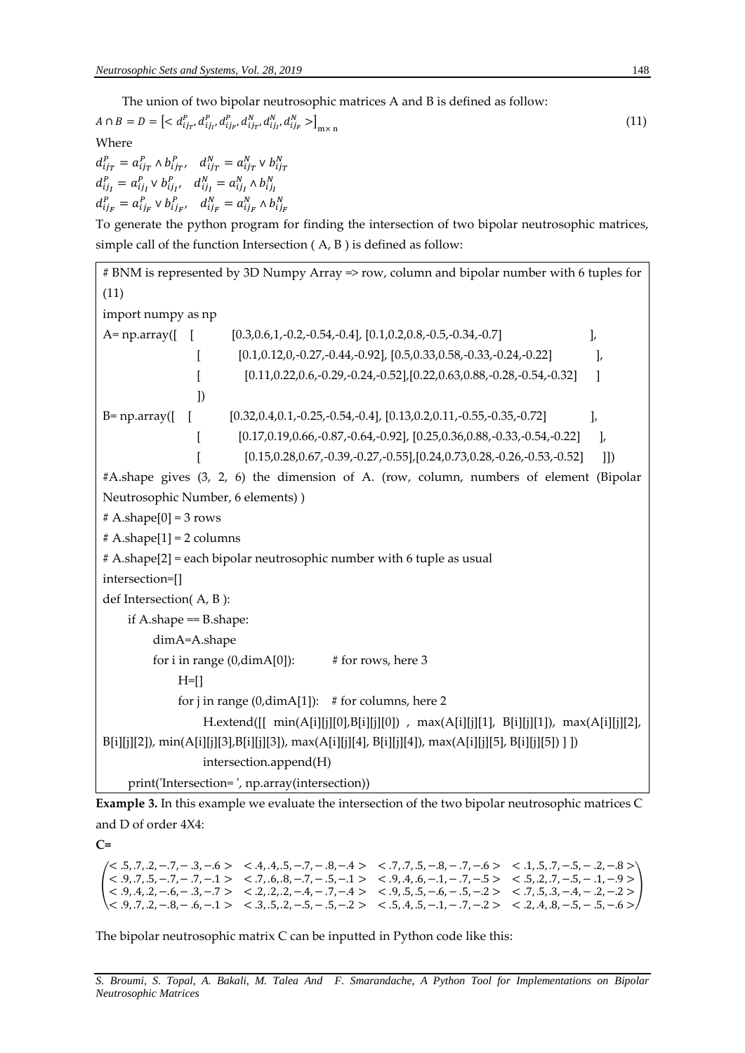The union of two bipolar neutrosophic matrices A and B is defined as follow:

$$A \cap B = D = \left[< d_{ij_T}^P, d_{ij_I}^P, d_{ij_F}^P, d_{ij_T}^N, d_{ij_I}^N, d_{ij_F}^N >\right]_{m\times n} \tag{11}$$

Where

$d_{ij_T}^P = a_{ij_T}^P \wedge b_{ij_T}^P$, $\quad d_{ij_T}^N = a_{ij_T}^N \vee b_{ij_T}^N$

$d_{ij_I}^P = a_{ij_I}^P \vee b_{ij_I}^P$, $\quad d_{ij_I}^N = a_{ij_I}^N \wedge b_{ij_I}^N$

$d_{ij_F}^P = a_{ij_F}^P \vee b_{ij_F}^P$, $\quad d_{ij_F}^N = a_{ij_F}^N \wedge b_{ij_F}^N$

To generate the python program for finding the intersection of two bipolar neutrosophic matrices, simple call of the function Intersection ( A, B ) is defined as follow:

```
# BNM is represented by 3D Numpy Array => row, column and bipolar number with 6 tuples for (11)
import numpy as np
A= np.array([  [        [0.3,0.6,1,-0.2,-0.54,-0.4], [0.1,0.2,0.8,-0.5,-0.34,-0.7]              ],
               [        [0.1,0.12,0,-0.27,-0.44,-0.92], [0.5,0.33,0.58,-0.33,-0.24,-0.22]        ],
               [        [0.11,0.22,0.6,-0.29,-0.24,-0.52],[0.22,0.63,0.88,-0.28,-0.54,-0.32]     ]
               ])
B= np.array([  [        [0.32,0.4,0.1,-0.25,-0.54,-0.4], [0.13,0.2,0.11,-0.55,-0.35,-0.72]       ],
               [        [0.17,0.19,0.66,-0.87,-0.64,-0.92], [0.25,0.36,0.88,-0.33,-0.54,-0.22]   ],
               [        [0.15,0.28,0.67,-0.39,-0.27,-0.55],[0.24,0.73,0.28,-0.26,-0.53,-0.52]    ]])
#A.shape gives (3, 2, 6) the dimension of A. (row, column, numbers of element (Bipolar Neutrosophic Number, 6 elements) )
# A.shape[0] = 3 rows
# A.shape[1] = 2 columns
# A.shape[2] = each bipolar neutrosophic number with 6 tuple as usual
intersection=[]
def Intersection( A, B ):
    if A.shape == B.shape:
        dimA=A.shape
        for i in range (0,dimA[0]):        # for rows, here 3
            H=[]
            for j in range (0,dimA[1]):   # for columns, here 2
                H.extend([[  min(A[i][j][0],B[i][j][0])  ,  max(A[i][j][1],  B[i][j][1]),  max(A[i][j][2], B[i][j][2]), min(A[i][j][3],B[i][j][3]), max(A[i][j][4], B[i][j][4]), max(A[i][j][5], B[i][j][5]) ] ])
                intersection.append(H)
    print('Intersection= ', np.array(intersection))
```

**Example 3.** In this example we evaluate the intersection of the two bipolar neutrosophic matrices C and D of order 4X4:

**C=**

$$\begin{pmatrix} <.5,.7,.2,-.7,-.3,-.6> & <.4,.4,.5,-.7,-.8,-.4> & <.7,.7,.5,-.8,-.7,-.6> & <.1,.5,.7,-.5,-.2,-.8> \\ <.9,.7,.5,-.7,-.7,-.1> & <.7,.6,.8,-.7,-.5,-.1> & <.9,.4,.6,-.1,-.7,-.5> & <.5,.2,.7,-.5,-.1,-.9> \\ <.9,.4,.2,-.6,-.3,-.7> & <.2,.2,.2,-.4,-.7,-.4> & <.9,.5,.5,-.6,-.5,-.2> & <.7,.5,.3,-.4,-.2,-.2> \\ <.9,.7,.2,-.8,-.6,-.1> & <.3,.5,.2,-.5,-.5,-.2> & <.5,.4,.5,-.1,-.7,-.2> & <.2,.4,.8,-.5,-.5,-.6> \end{pmatrix}$$

The bipolar neutrosophic matrix C can be inputted in Python code like this: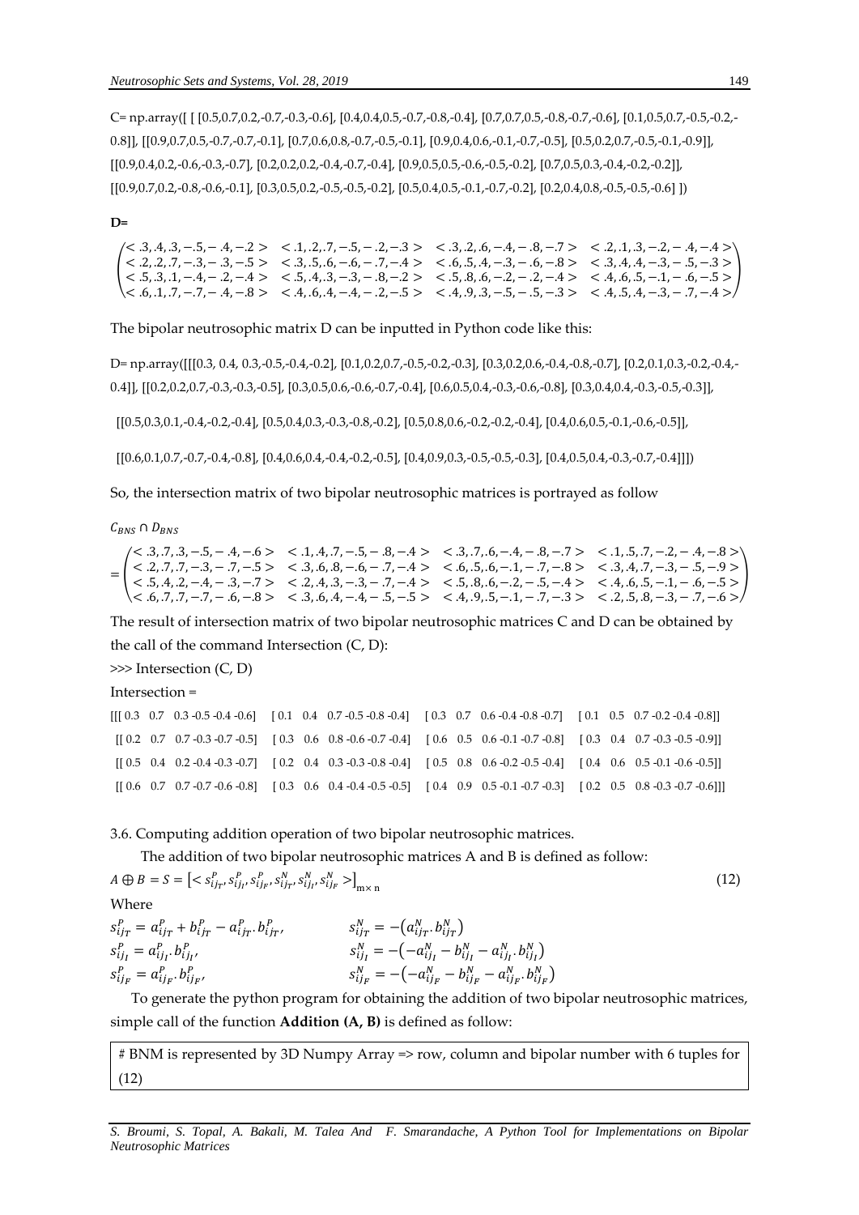C= np.array([ [ [0.5,0.7,0.2,-0.7,-0.3,-0.6], [0.4,0.4,0.5,-0.7,-0.8,-0.4], [0.7,0.7,0.5,-0.8,-0.7,-0.6], [0.1,0.5,0.7,-0.5,-0.2,-0.8]], [[0.9,0.7,0.5,-0.7,-0.7,-0.1], [0.7,0.6,0.8,-0.7,-0.5,-0.1], [0.9,0.4,0.6,-0.1,-0.7,-0.5], [0.5,0.2,0.7,-0.5,-0.1,-0.9]], [[0.9,0.4,0.2,-0.6,-0.3,-0.7], [0.2,0.2,0.2,-0.4,-0.7,-0.4], [0.9,0.5,0.5,-0.6,-0.5,-0.2], [0.7,0.5,0.3,-0.4,-0.2,-0.2]], [[0.9,0.7,0.2,-0.8,-0.6,-0.1], [0.3,0.5,0.2,-0.5,-0.5,-0.2], [0.5,0.4,0.5,-0.1,-0.7,-0.2], [0.2,0.4,0.8,-0.5,-0.5,-0.6] ])

**D=**

$$\begin{pmatrix} <.3,.4,.3,-.5,-.4,-.2> & <.1,.2,.7,-.5,-.2,-.3> & <.3,.2,.6,-.4,-.8,-.7> & <.2,.1,.3,-.2,-.4,-.4> \\ <.2,.2,.7,-.3,-.3,-.5> & <.3,.5,.6,-.6,-.7,-.4> & <.6,.5,.4,-.3,-.6,-.8> & <.3,.4,.4,-.3,-.5,-.3> \\ <.5,.3,.1,-.4,-.2,-.4> & <.5,.4,.3,-.3,-.8,-.2> & <.5,.8,.6,-.2,-.2,-.4> & <.4,.6,.5,-.1,-.6,-.5> \\ <.6,.1,.7,-.7,-.4,-.8> & <.4,.6,.4,-.4,-.2,-.5> & <.4,.9,.3,-.5,-.5,-.3> & <.4,.5,.4,-.3,-.7,-.4> \end{pmatrix}$$

The bipolar neutrosophic matrix D can be inputted in Python code like this:

D= np.array([[[0.3, 0.4, 0.3,-0.5,-0.4,-0.2], [0.1,0.2,0.7,-0.5,-0.2,-0.3], [0.3,0.2,0.6,-0.4,-0.8,-0.7], [0.2,0.1,0.3,-0.2,-0.4,-0.4]], [[0.2,0.2,0.7,-0.3,-0.3,-0.5], [0.3,0.5,0.6,-0.6,-0.7,-0.4], [0.6,0.5,0.4,-0.3,-0.6,-0.8], [0.3,0.4,0.4,-0.3,-0.5,-0.3]],

[[0.5,0.3,0.1,-0.4,-0.2,-0.4], [0.5,0.4,0.3,-0.3,-0.8,-0.2], [0.5,0.8,0.6,-0.2,-0.2,-0.4], [0.4,0.6,0.5,-0.1,-0.6,-0.5]],

[[0.6,0.1,0.7,-0.7,-0.4,-0.8], [0.4,0.6,0.4,-0.4,-0.2,-0.5], [0.4,0.9,0.3,-0.5,-0.5,-0.3], [0.4,0.5,0.4,-0.3,-0.7,-0.4]]])

So, the intersection matrix of two bipolar neutrosophic matrices is portrayed as follow

$C_{BNS} \cap D_{BNS}$

$$= \begin{pmatrix} <.3,.7,.3,-.5,-.4,-.6> & <.1,.4,.7,-.5,-.8,-.4> & <.3,.7,.6,-.4,-.8,-.7> & <.1,.5,.7,-.2,-.4,-.8> \\ <.2,.7,.7,-.3,-.7,-.5> & <.3,.6,.8,-.6,-.7,-.4> & <.6,.5,.6,-.1,-.7,-.8> & <.3,.4,.7,-.3,-.5,-.9> \\ <.5,.4,.2,-.4,-.3,-.7> & <.2,.4,.3,-.3,-.7,-.4> & <.5,.8,.6,-.2,-.5,-.4> & <.4,.6,.5,-.1,-.6,-.5> \\ <.6,.7,.7,-.7,-.6,-.8> & <.3,.6,.4,-.4,-.5,-.5> & <.4,.9,.5,-.1,-.7,-.3> & <.2,.5,.8,-.3,-.7,-.6> \end{pmatrix}$$

The result of intersection matrix of two bipolar neutrosophic matrices C and D can be obtained by the call of the command Intersection (C, D):

```
>>> Intersection (C, D)
Intersection =
[[[ 0.3   0.7   0.3 -0.5 -0.4 -0.6]   [ 0.1   0.4   0.7 -0.5 -0.8 -0.4]   [ 0.3   0.7   0.6 -0.4 -0.8 -0.7]   [ 0.1   0.5   0.7 -0.2 -0.4 -0.8]]
 [[ 0.2   0.7   0.7 -0.3 -0.7 -0.5]   [ 0.3   0.6   0.8 -0.6 -0.7 -0.4]   [ 0.6   0.5   0.6 -0.1 -0.7 -0.8]   [ 0.3   0.4   0.7 -0.3 -0.5 -0.9]]
 [[ 0.5   0.4   0.2 -0.4 -0.3 -0.7]   [ 0.2   0.4   0.3 -0.3 -0.8 -0.4]   [ 0.5   0.8   0.6 -0.2 -0.5 -0.4]   [ 0.4   0.6   0.5 -0.1 -0.6 -0.5]]
 [[ 0.6   0.7   0.7 -0.7 -0.6 -0.8]   [ 0.3   0.6   0.4 -0.4 -0.5 -0.5]   [ 0.4   0.9   0.5 -0.1 -0.7 -0.3]   [ 0.2   0.5   0.8 -0.3 -0.7 -0.6]]]
```

3.6. Computing addition operation of two bipolar neutrosophic matrices.

The addition of two bipolar neutrosophic matrices A and B is defined as follow:

$$A \oplus B = S = \left[< s_{ij_T}^P, s_{ij_I}^P, s_{ij_F}^P, s_{ij_T}^N, s_{ij_I}^N, s_{ij_F}^N >\right]_{m\times n} \tag{12}$$

Where

$$s_{ij_T}^P = a_{ij_T}^P + b_{ij_T}^P - a_{ij_T}^P . b_{ij_T}^P, \qquad s_{ij_T}^N = -\left(a_{ij_T}^N . b_{ij_T}^N\right)$$

$$s_{ij_I}^P = a_{ij_I}^P . b_{ij_I}^P, \qquad s_{ij_I}^N = -\left(-a_{ij_I}^N - b_{ij_I}^N - a_{ij_I}^N . b_{ij_I}^N\right)$$

$$s_{ij_F}^P = a_{ij_F}^P . b_{ij_F}^P, \qquad s_{ij_F}^N = -\left(-a_{ij_F}^N - b_{ij_F}^N - a_{ij_F}^N . b_{ij_F}^N\right)$$

To generate the python program for obtaining the addition of two bipolar neutrosophic matrices, simple call of the function **Addition (A, B)** is defined as follow:

```
# BNM is represented by 3D Numpy Array => row, column and bipolar number with 6 tuples for
(12)
```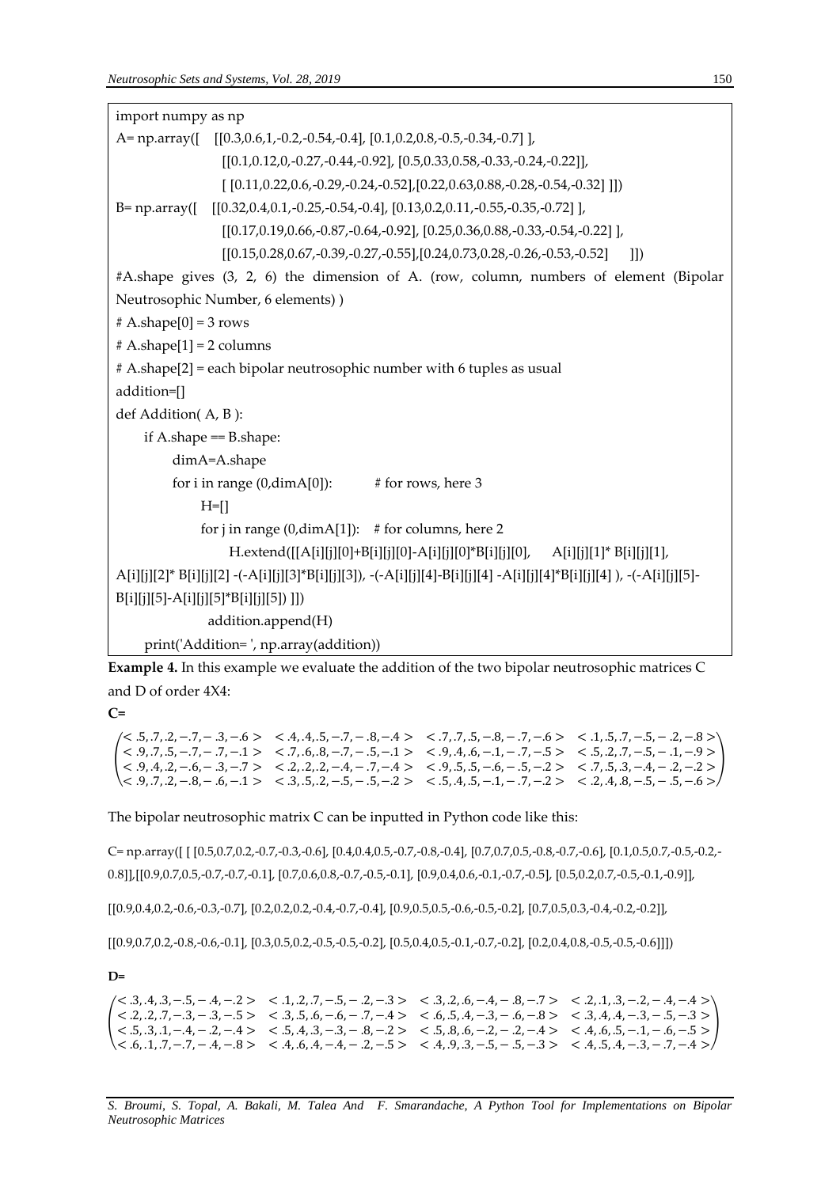```
import numpy as np
A= np.array([   [[0.3,0.6,1,-0.2,-0.54,-0.4], [0.1,0.2,0.8,-0.5,-0.34,-0.7] ],
                [[0.1,0.12,0,-0.27,-0.44,-0.92], [0.5,0.33,0.58,-0.33,-0.24,-0.22]],
                [ [0.11,0.22,0.6,-0.29,-0.24,-0.52],[0.22,0.63,0.88,-0.28,-0.54,-0.32] ]])
B= np.array([   [[0.32,0.4,0.1,-0.25,-0.54,-0.4], [0.13,0.2,0.11,-0.55,-0.35,-0.72] ],
                [[0.17,0.19,0.66,-0.87,-0.64,-0.92], [0.25,0.36,0.88,-0.33,-0.54,-0.22] ],
                [[0.15,0.28,0.67,-0.39,-0.27,-0.55],[0.24,0.73,0.28,-0.26,-0.53,-0.52]    ]])
#A.shape gives (3, 2, 6) the dimension of A. (row, column, numbers of element (Bipolar Neutrosophic Number, 6 elements) )
# A.shape[0] = 3 rows
# A.shape[1] = 2 columns
# A.shape[2] = each bipolar neutrosophic number with 6 tuples as usual
addition=[]
def Addition( A, B ):
    if A.shape == B.shape:
        dimA=A.shape
        for i in range (0,dimA[0]):         # for rows, here 3
            H=[]
            for j in range (0,dimA[1]):   # for columns, here 2
                H.extend([[A[i][j][0]+B[i][j][0]-A[i][j][0]*B[i][j][0],     A[i][j][1]* B[i][j][1],
A[i][j][2]* B[i][j][2] -(-A[i][j][3]*B[i][j][3]), -(-A[i][j][4]-B[i][j][4] -A[i][j][4]*B[i][j][4] ), -(-A[i][j][5]-
B[i][j][5]-A[i][j][5]*B[i][j][5]) ]])
            addition.append(H)
    print('Addition= ', np.array(addition))
```

**Example 4.** In this example we evaluate the addition of the two bipolar neutrosophic matrices C and D of order 4X4:

**C=**

$$\begin{pmatrix} <.5,.7,.2,-.7,-.3,-.6> & <.4,.4,.5,-.7,-.8,-.4> & <.7,.7,.5,-.8,-.7,-.6> & <.1,.5,.7,-.5,-.2,-.8> \\ <.9,.7,.5,-.7,-.7,-.1> & <.7,.6,.8,-.7,-.5,-.1> & <.9,.4,.6,-.1,-.7,-.5> & <.5,.2,.7,-.5,-.1,-.9> \\ <.9,.4,.2,-.6,-.3,-.7> & <.2,.2,.2,-.4,-.7,-.4> & <.9,.5,.5,-.6,-.5,-.2> & <.7,.5,.3,-.4,-.2,-.2> \\ <.9,.7,.2,-.8,-.6,-.1> & <.3,.5,.2,-.5,-.5,-.2> & <.5,.4,.5,-.1,-.7,-.2> & <.2,.4,.8,-.5,-.5,-.6> \end{pmatrix}$$

The bipolar neutrosophic matrix C can be inputted in Python code like this:

```
C= np.array([ [ [0.5,0.7,0.2,-0.7,-0.3,-0.6], [0.4,0.4,0.5,-0.7,-0.8,-0.4], [0.7,0.7,0.5,-0.8,-0.7,-0.6], [0.1,0.5,0.7,-0.5,-0.2,-0.8]],[[0.9,0.7,0.5,-0.7,-0.7,-0.1], [0.7,0.6,0.8,-0.7,-0.5,-0.1], [0.9,0.4,0.6,-0.1,-0.7,-0.5], [0.5,0.2,0.7,-0.5,-0.1,-0.9]],

[[0.9,0.4,0.2,-0.6,-0.3,-0.7], [0.2,0.2,0.2,-0.4,-0.7,-0.4], [0.9,0.5,0.5,-0.6,-0.5,-0.2], [0.7,0.5,0.3,-0.4,-0.2,-0.2]],

[[0.9,0.7,0.2,-0.8,-0.6,-0.1], [0.3,0.5,0.2,-0.5,-0.5,-0.2], [0.5,0.4,0.5,-0.1,-0.7,-0.2], [0.2,0.4,0.8,-0.5,-0.5,-0.6]]])
```

**D=**

$$\begin{pmatrix} <.3,.4,.3,-.5,-.4,-.2> & <.1,.2,.7,-.5,-.2,-.3> & <.3,.2,.6,-.4,-.8,-.7> & <.2,.1,.3,-.2,-.4,-.4> \\ <.2,.2,.7,-.3,-.3,-.5> & <.3,.5,.6,-.6,-.7,-.4> & <.6,.5,.4,-.3,-.6,-.8> & <.3,.4,.4,-.3,-.5,-.3> \\ <.5,.3,.1,-.4,-.2,-.4> & <.5,.4,.3,-.3,-.8,-.2> & <.5,.8,.6,-.2,-.2,-.4> & <.4,.6,.5,-.1,-.6,-.5> \\ <.6,.1,.7,-.7,-.4,-.8> & <.4,.6,.4,-.4,-.2,-.5> & <.4,.9,.3,-.5,-.5,-.3> & <.4,.5,.4,-.3,-.7,-.4> \end{pmatrix}$$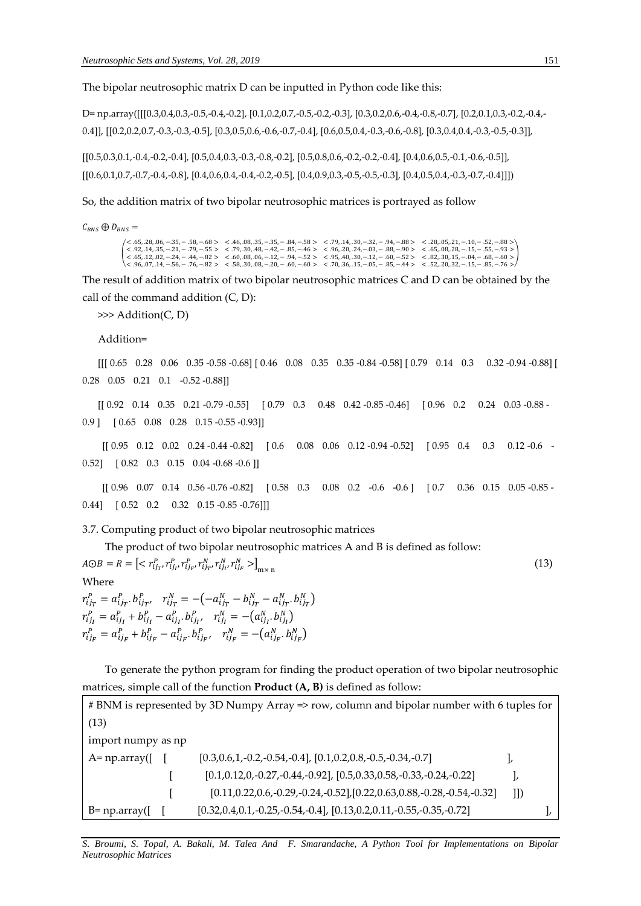The bipolar neutrosophic matrix D can be inputted in Python code like this:

D= np.array([[[0.3,0.4,0.3,-0.5,-0.4,-0.2], [0.1,0.2,0.7,-0.5,-0.2,-0.3], [0.3,0.2,0.6,-0.4,-0.8,-0.7], [0.2,0.1,0.3,-0.2,-0.4,-0.4]], [[0.2,0.2,0.7,-0.3,-0.3,-0.5], [0.3,0.5,0.6,-0.6,-0.7,-0.4], [0.6,0.5,0.4,-0.3,-0.6,-0.8], [0.3,0.4,0.4,-0.3,-0.5,-0.3]],

[[0.5,0.3,0.1,-0.4,-0.2,-0.4], [0.5,0.4,0.3,-0.3,-0.8,-0.2], [0.5,0.8,0.6,-0.2,-0.2,-0.4], [0.4,0.6,0.5,-0.1,-0.6,-0.5]], [[0.6,0.1,0.7,-0.7,-0.4,-0.8], [0.4,0.6,0.4,-0.4,-0.2,-0.5], [0.4,0.9,0.3,-0.5,-0.5,-0.3], [0.4,0.5,0.4,-0.3,-0.7,-0.4]]])

So, the addition matrix of two bipolar neutrosophic matrices is portrayed as follow

$$C_{BNS} \oplus D_{BNS} =$$

$$\begin{pmatrix} <.65,.28,.06,-.35,-.58,-.68> & <.46,.08,.35,-.35,-.84,-.58> & <.79,.14,.30,-.32,-.94,-.88> & <.28,.05,.21,-.10,-.52,-.88> \\ <.92,.14,.35,-.21,-.79,-.55> & <.79,.30,.48,-.42,-.85,-.46> & <.96,.20,.24,-.03,-.88,-.90> & <.65,.08,.28,-.15,-.55,-.93> \\ <.65,.12,.02,-.24,-.44,-.82> & <.60,.08,.06,-.12,-.94,-.52> & <.95,.40,.30,-.12,-.60,-.52> & <.82,.30,.15,-.04,-.68,-.60> \\ <.96,.07,.14,-.56,-.76,-.82> & <.58,.30,.08,-.20,-.60,-.60> & <.70,.36,.15,-.05,-.85,-.44> & <.52,.20,.32,-.15,-.85,-.76> \end{pmatrix}$$

The result of addition matrix of two bipolar neutrosophic matrices C and D can be obtained by the call of the command addition (C, D):

```
>>> Addition(C, D)

Addition=

[[[ 0.65   0.28   0.06   0.35 -0.58 -0.68] [ 0.46   0.08   0.35   0.35 -0.84 -0.58] [ 0.79   0.14   0.3    0.32 -0.94 -0.88] [ 0.28   0.05   0.21   0.1    -0.52 -0.88]]

[[ 0.92   0.14   0.35   0.21 -0.79 -0.55]   [ 0.79   0.3    0.48   0.42 -0.85 -0.46]   [ 0.96   0.2    0.24   0.03 -0.88 -0.9 ]   [ 0.65   0.08   0.28   0.15 -0.55 -0.93]]

[[ 0.95   0.12   0.02   0.24 -0.44 -0.82]   [ 0.6    0.08   0.06   0.12 -0.94 -0.52]   [ 0.95   0.4    0.3    0.12 -0.6   -0.52]   [ 0.82   0.3    0.15   0.04 -0.68 -0.6 ]]

[[ 0.96   0.07   0.14   0.56 -0.76 -0.82]   [ 0.58   0.3    0.08   0.2    -0.6   -0.6 ]   [ 0.7    0.36   0.15   0.05 -0.85 -0.44]   [ 0.52   0.2    0.32   0.15 -0.85 -0.76]]]
```

3.7. Computing product of two bipolar neutrosophic matrices

The product of two bipolar neutrosophic matrices A and B is defined as follow:

$$A \odot B = R = \left[ < r_{ij_T}^P, r_{ij_I}^P, r_{ij_F}^P, r_{ij_T}^N, r_{ij_I}^N, r_{ij_F}^N > \right]_{m \times n} \tag{13}$$

Where

$$r_{ij_T}^P = a_{ij_T}^P . b_{ij_T}^P, \quad r_{ij_T}^N = -\left(-a_{ij_T}^N - b_{ij_T}^N - a_{ij_T}^N . b_{ij_T}^N\right)$$
$$r_{ij_I}^P = a_{ij_I}^P + b_{ij_I}^P - a_{ij_I}^P . b_{ij_I}^P, \quad r_{ij_I}^N = -\left(a_{ij_I}^N . b_{ij_I}^N\right)$$
$$r_{ij_F}^P = a_{ij_F}^P + b_{ij_F}^P - a_{ij_F}^P . b_{ij_F}^P, \quad r_{ij_F}^N = -\left(a_{ij_F}^N . b_{ij_F}^N\right)$$

To generate the python program for finding the product operation of two bipolar neutrosophic matrices, simple call of the function **Product (A, B)** is defined as follow:

```
# BNM is represented by 3D Numpy Array => row, column and bipolar number with 6 tuples for (13)
import numpy as np
A= np.array([  [     [0.3,0.6,1,-0.2,-0.54,-0.4], [0.1,0.2,0.8,-0.5,-0.34,-0.7]          ],
               [     [0.1,0.12,0,-0.27,-0.44,-0.92], [0.5,0.33,0.58,-0.33,-0.24,-0.22]    ],
               [     [0.11,0.22,0.6,-0.29,-0.24,-0.52],[0.22,0.63,0.88,-0.28,-0.54,-0.32] ]])
B= np.array([  [     [0.32,0.4,0.1,-0.25,-0.54,-0.4], [0.13,0.2,0.11,-0.55,-0.35,-0.72]    ],
```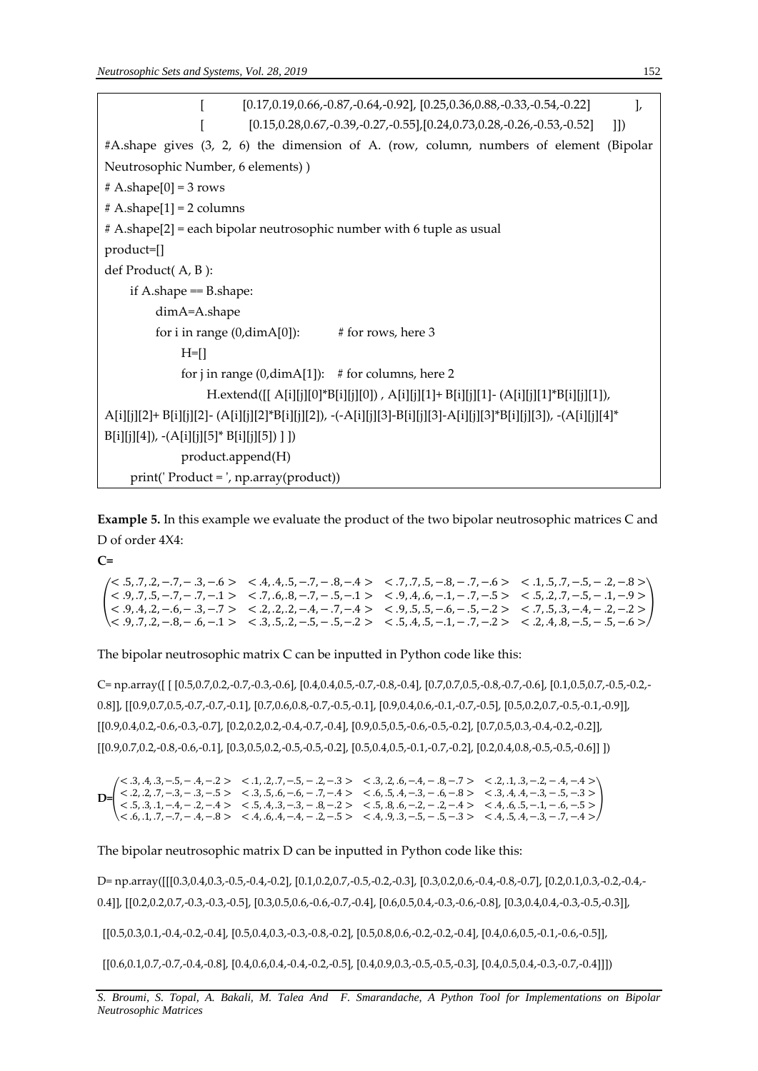```
    [    [0.17,0.19,0.66,-0.87,-0.64,-0.92], [0.25,0.36,0.88,-0.33,-0.54,-0.22]    ],
    [    [0.15,0.28,0.67,-0.39,-0.27,-0.55],[0.24,0.73,0.28,-0.26,-0.53,-0.52]    ]])
#A.shape gives (3, 2, 6) the dimension of A. (row, column, numbers of element (Bipolar Neutrosophic Number, 6 elements) )
# A.shape[0] = 3 rows
# A.shape[1] = 2 columns
# A.shape[2] = each bipolar neutrosophic number with 6 tuple as usual
product=[]
def Product( A, B ):
    if A.shape == B.shape:
        dimA=A.shape
        for i in range (0,dimA[0]):          # for rows, here 3
            H=[]
            for j in range (0,dimA[1]):   # for columns, here 2
                H.extend([[ A[i][j][0]*B[i][j][0]) , A[i][j][1]+ B[i][j][1]- (A[i][j][1]*B[i][j][1]),
A[i][j][2]+ B[i][j][2]- (A[i][j][2]*B[i][j][2]), -(-A[i][j][3]-B[i][j][3]-A[i][j][3]*B[i][j][3]), -(A[i][j][4]*
B[i][j][4]), -(A[i][j][5]* B[i][j][5]) ] ])
            product.append(H)
    print(' Product = ', np.array(product))
```

**Example 5.** In this example we evaluate the product of the two bipolar neutrosophic matrices C and D of order 4X4:

**C=**

$$\begin{pmatrix} <.5,.7,.2,-.7,-.3,-.6> & <.4,.4,.5,-.7,-.8,-.4> & <.7,.7,.5,-.8,-.7,-.6> & <.1,.5,.7,-.5,-.2,-.8> \\ <.9,.7,.5,-.7,-.7,-.1> & <.7,.6,.8,-.7,-.5,-.1> & <.9,.4,.6,-.1,-.7,-.5> & <.5,.2,.7,-.5,-.1,-.9> \\ <.9,.4,.2,-.6,-.3,-.7> & <.2,.2,.2,-.4,-.7,-.4> & <.9,.5,.5,-.6,-.5,-.2> & <.7,.5,.3,-.4,-.2,-.2> \\ <.9,.7,.2,-.8,-.6,-.1> & <.3,.5,.2,-.5,-.5,-.2> & <.5,.4,.5,-.1,-.7,-.2> & <.2,.4,.8,-.5,-.5,-.6> \end{pmatrix}$$

The bipolar neutrosophic matrix C can be inputted in Python code like this:

C= np.array([ [ [0.5,0.7,0.2,-0.7,-0.3,-0.6], [0.4,0.4,0.5,-0.7,-0.8,-0.4], [0.7,0.7,0.5,-0.8,-0.7,-0.6], [0.1,0.5,0.7,-0.5,-0.2,-0.8]], [[0.9,0.7,0.5,-0.7,-0.7,-0.1], [0.7,0.6,0.8,-0.7,-0.5,-0.1], [0.9,0.4,0.6,-0.1,-0.7,-0.5], [0.5,0.2,0.7,-0.5,-0.1,-0.9]], [[0.9,0.4,0.2,-0.6,-0.3,-0.7], [0.2,0.2,0.2,-0.4,-0.7,-0.4], [0.9,0.5,0.5,-0.6,-0.5,-0.2], [0.7,0.5,0.3,-0.4,-0.2,-0.2]], [[0.9,0.7,0.2,-0.8,-0.6,-0.1], [0.3,0.5,0.2,-0.5,-0.5,-0.2], [0.5,0.4,0.5,-0.1,-0.7,-0.2], [0.2,0.4,0.8,-0.5,-0.5,-0.6]] ])

$$\mathbf{D}=\begin{pmatrix} <.3,.4,.3,-.5,-.4,-.2> & <.1,.2,.7,-.5,-.2,-.3> & <.3,.2,.6,-.4,-.8,-.7> & <.2,.1,.3,-.2,-.4,-.4> \\ <.2,.2,.7,-.3,-.3,-.5> & <.3,.5,.6,-.6,-.7,-.4> & <.6,.5,.4,-.3,-.6,-.8> & <.3,.4,.4,-.3,-.5,-.3> \\ <.5,.3,.1,-.4,-.2,-.4> & <.5,.4,.3,-.3,-.8,-.2> & <.5,.8,.6,-.2,-.2,-.4> & <.4,.6,.5,-.1,-.6,-.5> \\ <.6,.1,.7,-.7,-.4,-.8> & <.4,.6,.4,-.4,-.2,-.5> & <.4,.9,.3,-.5,-.5,-.3> & <.4,.5,.4,-.3,-.7,-.4> \end{pmatrix}$$

The bipolar neutrosophic matrix D can be inputted in Python code like this:

D= np.array([[[0.3,0.4,0.3,-0.5,-0.4,-0.2], [0.1,0.2,0.7,-0.5,-0.2,-0.3], [0.3,0.2,0.6,-0.4,-0.8,-0.7], [0.2,0.1,0.3,-0.2,-0.4,-0.4]], [[0.2,0.2,0.7,-0.3,-0.3,-0.5], [0.3,0.5,0.6,-0.6,-0.7,-0.4], [0.6,0.5,0.4,-0.3,-0.6,-0.8], [0.3,0.4,0.4,-0.3,-0.5,-0.3]],

[[0.5,0.3,0.1,-0.4,-0.2,-0.4], [0.5,0.4,0.3,-0.3,-0.8,-0.2], [0.5,0.8,0.6,-0.2,-0.2,-0.4], [0.4,0.6,0.5,-0.1,-0.6,-0.5]],

[[0.6,0.1,0.7,-0.7,-0.4,-0.8], [0.4,0.6,0.4,-0.4,-0.2,-0.5], [0.4,0.9,0.3,-0.5,-0.5,-0.3], [0.4,0.5,0.4,-0.3,-0.7,-0.4]]])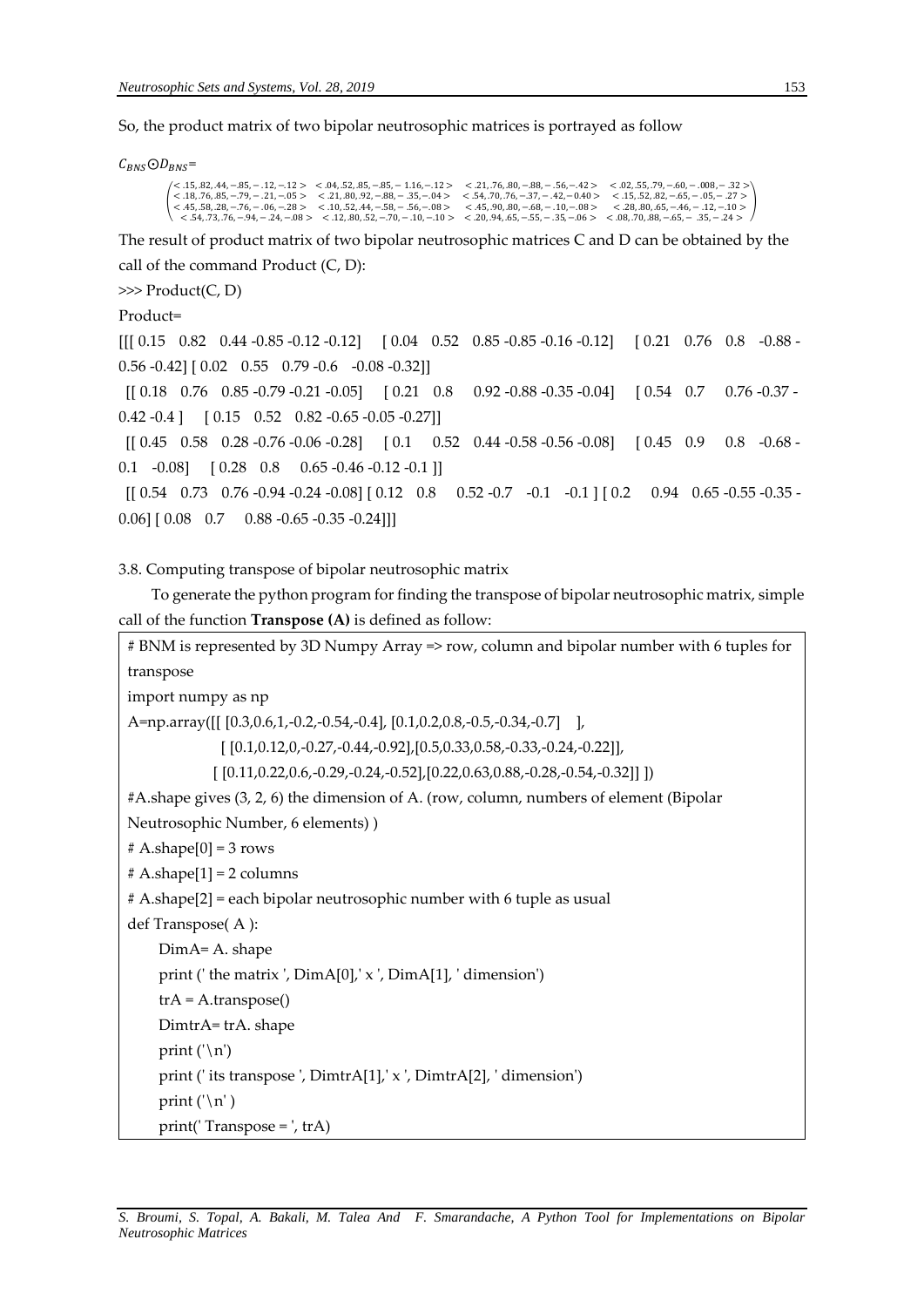So, the product matrix of two bipolar neutrosophic matrices is portrayed as follow

$C_{BNS} \odot D_{BNS}=$

$$\begin{pmatrix} <.15,.82,.44,-.85,-.12,-.12> & <.04,.52,.85,-.85,-1.16,-.12> & <.21,.76,.80,-.88,-.56,-.42> & <.02,.55,.79,-.60,-.008,-.32> \\ <.18,.76,.85,-.79,-.21,-.05> & <.21,.80,.92,-.88,-.35,-.04> & <.54,.70,.76,-.37,-.42,-0.40> & <.15,.52,.82,-.65,-.05,-.27> \\ <.45,.58,.28,-.76,-.06,-.28> & <.10,.52,.44,-.58,-.56,-.08> & <.45,.90,.80,-.68,-.10,-.08> & <.28,.80,.65,-.46,-.12,-.10> \\ <.54,.73,.76,-.94,-.24,-.08> & <.12,.80,.52,-.70,-.10,-.10> & <.20,.94,.65,-.55,-.35,-.06> & <.08,.70,.88,-.65,-.35,-.24> \end{pmatrix}$$

The result of product matrix of two bipolar neutrosophic matrices C and D can be obtained by the call of the command Product (C, D):

\>>> Product(C, D)

Product=

[[[ 0.15 0.82 0.44 -0.85 -0.12 -0.12] [ 0.04 0.52 0.85 -0.85 -0.16 -0.12] [ 0.21 0.76 0.8 -0.88 -0.56 -0.42] [ 0.02 0.55 0.79 -0.6 -0.08 -0.32]]

[[ 0.18 0.76 0.85 -0.79 -0.21 -0.05] [ 0.21 0.8 0.92 -0.88 -0.35 -0.04] [ 0.54 0.7 0.76 -0.37 -0.42 -0.4 ] [ 0.15 0.52 0.82 -0.65 -0.05 -0.27]]

[[ 0.45 0.58 0.28 -0.76 -0.06 -0.28] [ 0.1 0.52 0.44 -0.58 -0.56 -0.08] [ 0.45 0.9 0.8 -0.68 -0.1 -0.08] [ 0.28 0.8 0.65 -0.46 -0.12 -0.1 ]]

[[ 0.54 0.73 0.76 -0.94 -0.24 -0.08] [ 0.12 0.8 0.52 -0.7 -0.1 -0.1 ] [ 0.2 0.94 0.65 -0.55 -0.35 -0.06] [ 0.08 0.7 0.88 -0.65 -0.35 -0.24]]]

3.8. Computing transpose of bipolar neutrosophic matrix

To generate the python program for finding the transpose of bipolar neutrosophic matrix, simple call of the function **Transpose (A)** is defined as follow:

```
# BNM is represented by 3D Numpy Array => row, column and bipolar number with 6 tuples for transpose
import numpy as np
A=np.array([[ [0.3,0.6,1,-0.2,-0.54,-0.4], [0.1,0.2,0.8,-0.5,-0.34,-0.7]    ],
               [ [0.1,0.12,0,-0.27,-0.44,-0.92],[0.5,0.33,0.58,-0.33,-0.24,-0.22]],
              [ [0.11,0.22,0.6,-0.29,-0.24,-0.52],[0.22,0.63,0.88,-0.28,-0.54,-0.32]] ])
#A.shape gives (3, 2, 6) the dimension of A. (row, column, numbers of element (Bipolar Neutrosophic Number, 6 elements) )
# A.shape[0] = 3 rows
# A.shape[1] = 2 columns
# A.shape[2] = each bipolar neutrosophic number with 6 tuple as usual
def Transpose( A ):
    DimA= A. shape
    print (' the matrix ', DimA[0],' x ', DimA[1], ' dimension')
    trA = A.transpose()
    DimtrA= trA. shape
    print ('\n')
    print (' its transpose ', DimtrA[1],' x ', DimtrA[2], ' dimension')
    print ('\n' )
    print(' Transpose = ', trA)
```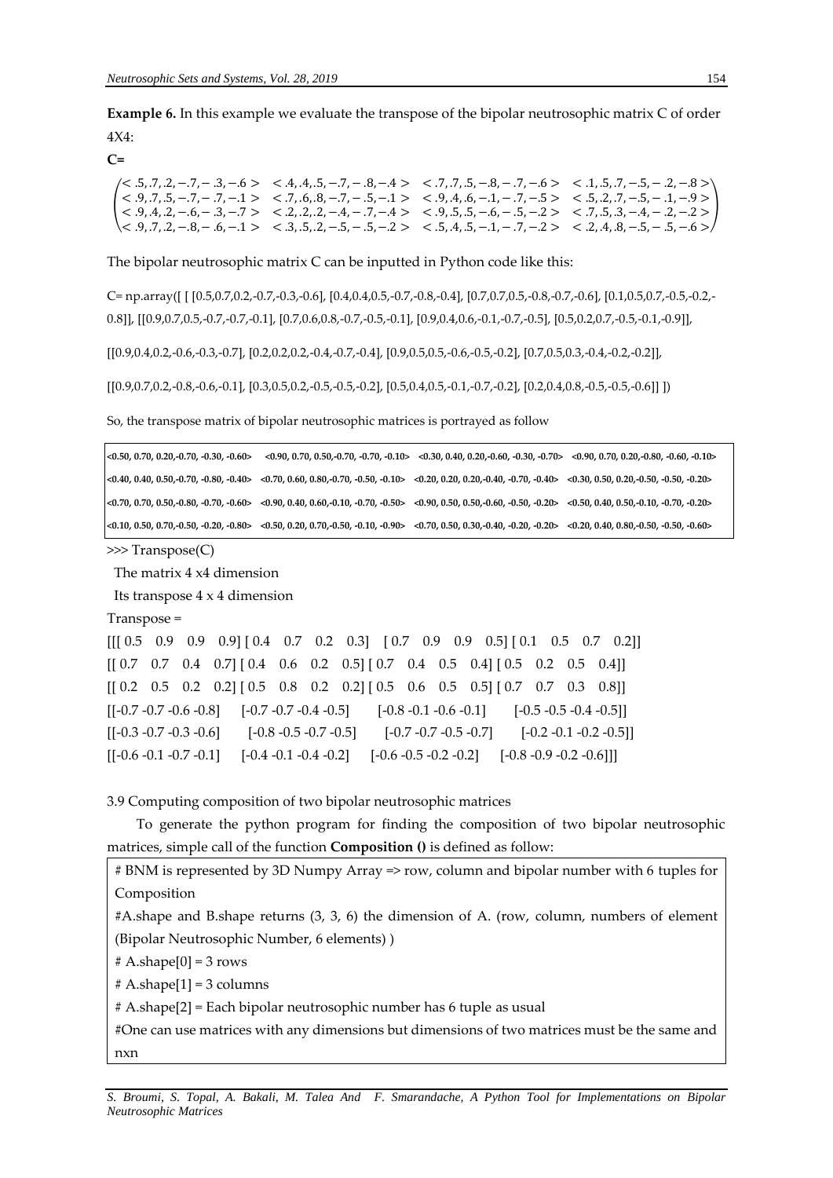**Example 6.** In this example we evaluate the transpose of the bipolar neutrosophic matrix C of order 4X4:

**C=**

$$
\begin{pmatrix}
<.5,.7,.2,-.7,-.3,-.6> & <.4,.4,.5,-.7,-.8,-.4> & <.7,.7,.5,-.8,-.7,-.6> & <.1,.5,.7,-.5,-.2,-.8> \\
<.9,.7,.5,-.7,-.7,-.1> & <.7,.6,.8,-.7,-.5,-.1> & <.9,.4,.6,-.1,-.7,-.5> & <.5,.2,.7,-.5,-.1,-.9> \\
<.9,.4,.2,-.6,-.3,-.7> & <.2,.2,.2,-.4,-.7,-.4> & <.9,.5,.5,-.6,-.5,-.2> & <.7,.5,.3,-.4,-.2,-.2> \\
<.9,.7,.2,-.8,-.6,-.1> & <.3,.5,.2,-.5,-.5,-.2> & <.5,.4,.5,-.1,-.7,-.2> & <.2,.4,.8,-.5,-.5,-.6>
\end{pmatrix}
$$

The bipolar neutrosophic matrix C can be inputted in Python code like this:

C= np.array([ [ [0.5,0.7,0.2,-0.7,-0.3,-0.6], [0.4,0.4,0.5,-0.7,-0.8,-0.4], [0.7,0.7,0.5,-0.8,-0.7,-0.6], [0.1,0.5,0.7,-0.5,-0.2,-0.8]], [[0.9,0.7,0.5,-0.7,-0.7,-0.1], [0.7,0.6,0.8,-0.7,-0.5,-0.1], [0.9,0.4,0.6,-0.1,-0.7,-0.5], [0.5,0.2,0.7,-0.5,-0.1,-0.9]],

[[0.9,0.4,0.2,-0.6,-0.3,-0.7], [0.2,0.2,0.2,-0.4,-0.7,-0.4], [0.9,0.5,0.5,-0.6,-0.5,-0.2], [0.7,0.5,0.3,-0.4,-0.2,-0.2]],

[[0.9,0.7,0.2,-0.8,-0.6,-0.1], [0.3,0.5,0.2,-0.5,-0.5,-0.2], [0.5,0.4,0.5,-0.1,-0.7,-0.2], [0.2,0.4,0.8,-0.5,-0.5,-0.6]] ])

So, the transpose matrix of bipolar neutrosophic matrices is portrayed as follow

```
<0.50, 0.70, 0.20,-0.70, -0.30, -0.60>   <0.90, 0.70, 0.50,-0.70, -0.70, -0.10>   <0.30, 0.40, 0.20,-0.60, -0.30, -0.70>   <0.90, 0.70, 0.20,-0.80, -0.60, -0.10>
<0.40, 0.40, 0.50,-0.70, -0.80, -0.40>   <0.70, 0.60, 0.80,-0.70, -0.50, -0.10>   <0.20, 0.20, 0.20,-0.40, -0.70, -0.40>   <0.30, 0.50, 0.20,-0.50, -0.50, -0.20>
<0.70, 0.70, 0.50,-0.80, -0.70, -0.60>   <0.90, 0.40, 0.60,-0.10, -0.70, -0.50>   <0.90, 0.50, 0.50,-0.60, -0.50, -0.20>   <0.50, 0.40, 0.50,-0.10, -0.70, -0.20>
<0.10, 0.50, 0.70,-0.50, -0.20, -0.80>   <0.50, 0.20, 0.70,-0.50, -0.10, -0.90>   <0.70, 0.50, 0.30,-0.40, -0.20, -0.20>   <0.20, 0.40, 0.80,-0.50, -0.50, -0.60>
```

```
>>> Transpose(C)
 The matrix 4 x4 dimension
 Its transpose 4 x 4 dimension
Transpose =
[[[ 0.5   0.9   0.9   0.9] [ 0.4   0.7   0.2   0.3]   [ 0.7   0.9   0.9   0.5] [ 0.1   0.5   0.7   0.2]]
[[ 0.7   0.7   0.4   0.7] [ 0.4   0.6   0.2   0.5] [ 0.7   0.4   0.5   0.4] [ 0.5   0.2   0.5   0.4]]
[[ 0.2   0.5   0.2   0.2] [ 0.5   0.8   0.2   0.2] [ 0.5   0.6   0.5   0.5] [ 0.7   0.7   0.3   0.8]]
[[-0.7 -0.7 -0.6 -0.8]     [-0.7 -0.7 -0.4 -0.5]       [-0.8 -0.1 -0.6 -0.1]       [-0.5 -0.5 -0.4 -0.5]]
[[-0.3 -0.7 -0.3 -0.6]       [-0.8 -0.5 -0.7 -0.5]       [-0.7 -0.7 -0.5 -0.7]       [-0.2 -0.1 -0.2 -0.5]]
[[-0.6 -0.1 -0.7 -0.1]     [-0.4 -0.1 -0.4 -0.2]     [-0.6 -0.5 -0.2 -0.2]     [-0.8 -0.9 -0.2 -0.6]]]
```

3.9 Computing composition of two bipolar neutrosophic matrices

To generate the python program for finding the composition of two bipolar neutrosophic matrices, simple call of the function **Composition ()** is defined as follow:

```
# BNM is represented by 3D Numpy Array => row, column and bipolar number with 6 tuples for Composition
#A.shape and B.shape returns (3, 3, 6) the dimension of A. (row, column, numbers of element (Bipolar Neutrosophic Number, 6 elements) )
# A.shape[0] = 3 rows
# A.shape[1] = 3 columns
# A.shape[2] = Each bipolar neutrosophic number has 6 tuple as usual
#One can use matrices with any dimensions but dimensions of two matrices must be the same and nxn
```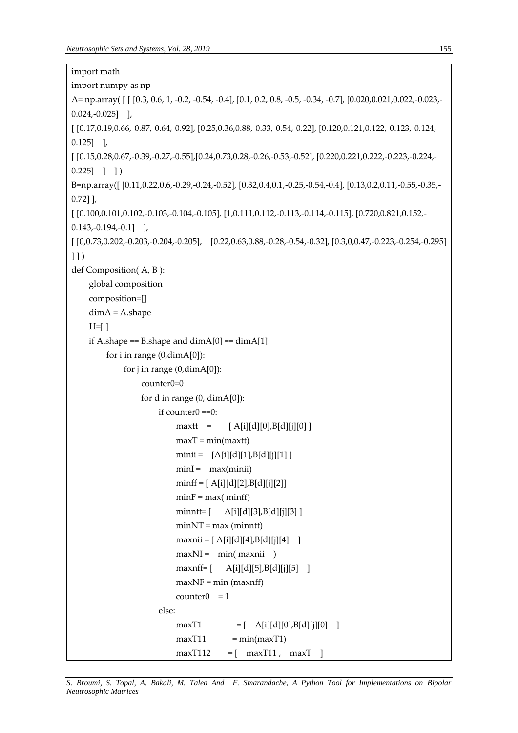```
import math
import numpy as np
A= np.array( [ [ [0.3, 0.6, 1, -0.2, -0.54, -0.4], [0.1, 0.2, 0.8, -0.5, -0.34, -0.7], [0.020,0.021,0.022,-0.023,-0.024,-0.025]   ],
[ [0.17,0.19,0.66,-0.87,-0.64,-0.92], [0.25,0.36,0.88,-0.33,-0.54,-0.22], [0.120,0.121,0.122,-0.123,-0.124,-0.125]   ],
[ [0.15,0.28,0.67,-0.39,-0.27,-0.55],[0.24,0.73,0.28,-0.26,-0.53,-0.52], [0.220,0.221,0.222,-0.223,-0.224,-0.225]   ]   ] )
B=np.array([ [0.11,0.22,0.6,-0.29,-0.24,-0.52], [0.32,0.4,0.1,-0.25,-0.54,-0.4], [0.13,0.2,0.11,-0.55,-0.35,-0.72] ],
[ [0.100,0.101,0.102,-0.103,-0.104,-0.105], [1,0.111,0.112,-0.113,-0.114,-0.115], [0.720,0.821,0.152,-0.143,-0.194,-0.1]   ],
[ [0,0.73,0.202,-0.203,-0.204,-0.205],   [0.22,0.63,0.88,-0.28,-0.54,-0.32], [0.3,0,0.47,-0.223,-0.254,-0.295] ] ] )
def Composition( A, B ):
    global composition
    composition=[]
    dimA = A.shape
    H=[ ]
    if A.shape == B.shape and dimA[0] == dimA[1]:
        for i in range (0,dimA[0]):
            for j in range (0,dimA[0]):
                counter0=0
                for d in range (0, dimA[0]):
                    if counter0 ==0:
                        maxtt   =       [ A[i][d][0],B[d][j][0] ]
                        maxT = min(maxtt)
                        minii =    [A[i][d][1],B[d][j][1] ]
                        minI =    max(minii)
                        minff = [ A[i][d][2],B[d][j][2]]
                        minF = max( minff)
                        minntt= [     A[i][d][3],B[d][j][3] ]
                        minNT = max (minntt)
                        maxnii = [ A[i][d][4],B[d][j][4]    ]
                        maxNI =    min( maxnii    )
                        maxnff= [     A[i][d][5],B[d][j][5]    ]
                        maxNF = min (maxnff)
                        counter0    = 1
                    else:
                        maxT1              = [    A[i][d][0],B[d][j][0]    ]
                        maxT11            = min(maxT1)
                        maxT112        = [    maxT11 ,    maxT    ]
```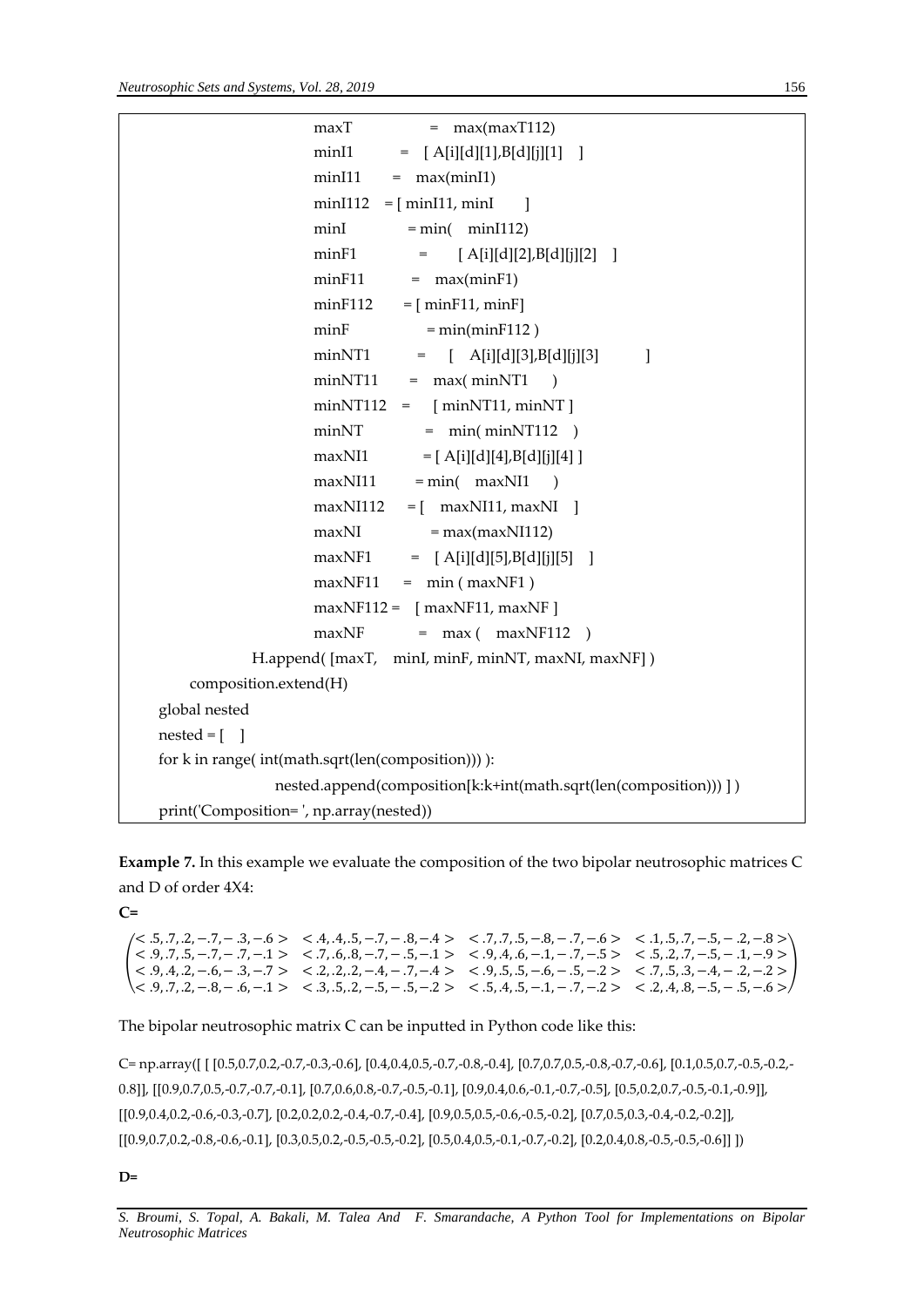```
                    maxT           =  max(maxT112)
                    minI1          =  [ A[i][d][1],B[d][j][1]  ]
                    minI11         =  max(minI1)
                    minI112  = [ minI11, minI      ]
                    minI           = min(  minI112)
                    minF1          =     [ A[i][d][2],B[d][j][2]  ]
                    minF11         =  max(minF1)
                    minF112        = [ minF11, minF]
                    minF           = min(minF112 )
                    minNT1         =  [  A[i][d][3],B[d][j][3]        ]
                    minNT11        =  max( minNT1    )
                    minNT112  =   [ minNT11, minNT ]
                    minNT          =  min( minNT112  )
                    maxNI1         = [ A[i][d][4],B[d][j][4] ]
                    maxNI11        = min(  maxNI1    )
                    maxNI112       = [  maxNI11, maxNI  ]
                    maxNI          = max(maxNI112)
                    maxNF1         =  [ A[i][d][5],B[d][j][5]  ]
                    maxNF11        =  min ( maxNF1 )
                    maxNF112 =   [ maxNF11, maxNF ]
                    maxNF          =  max (  maxNF112  )
            H.append( [maxT,  minI, minF, minNT, maxNI, maxNF] )
        composition.extend(H)
    global nested
    nested = [  ]
    for k in range( int(math.sqrt(len(composition))) ):
                nested.append(composition[k:k+int(math.sqrt(len(composition))) ] )
    print('Composition= ', np.array(nested))
```

**Example 7.** In this example we evaluate the composition of the two bipolar neutrosophic matrices C and D of order 4X4:

**C=**

$$\begin{pmatrix} <.5,.7,.2,-.7,-.3,-.6> & <.4,.4,.5,-.7,-.8,-.4> & <.7,.7,.5,-.8,-.7,-.6> & <.1,.5,.7,-.5,-.2,-.8> \\ <.9,.7,.5,-.7,-.7,-.1> & <.7,.6,.8,-.7,-.5,-.1> & <.9,.4,.6,-.1,-.7,-.5> & <.5,.2,.7,-.5,-.1,-.9> \\ <.9,.4,.2,-.6,-.3,-.7> & <.2,.2,.2,-.4,-.7,-.4> & <.9,.5,.5,-.6,-.5,-.2> & <.7,.5,.3,-.4,-.2,-.2> \\ <.9,.7,.2,-.8,-.6,-.1> & <.3,.5,.2,-.5,-.5,-.2> & <.5,.4,.5,-.1,-.7,-.2> & <.2,.4,.8,-.5,-.5,-.6> \end{pmatrix}$$

The bipolar neutrosophic matrix C can be inputted in Python code like this:

C= np.array([ [ [0.5,0.7,0.2,-0.7,-0.3,-0.6], [0.4,0.4,0.5,-0.7,-0.8,-0.4], [0.7,0.7,0.5,-0.8,-0.7,-0.6], [0.1,0.5,0.7,-0.5,-0.2,-0.8]], [[0.9,0.7,0.5,-0.7,-0.7,-0.1], [0.7,0.6,0.8,-0.7,-0.5,-0.1], [0.9,0.4,0.6,-0.1,-0.7,-0.5], [0.5,0.2,0.7,-0.5,-0.1,-0.9]], [[0.9,0.4,0.2,-0.6,-0.3,-0.7], [0.2,0.2,0.2,-0.4,-0.7,-0.4], [0.9,0.5,0.5,-0.6,-0.5,-0.2], [0.7,0.5,0.3,-0.4,-0.2,-0.2]], [[0.9,0.7,0.2,-0.8,-0.6,-0.1], [0.3,0.5,0.2,-0.5,-0.5,-0.2], [0.5,0.4,0.5,-0.1,-0.7,-0.2], [0.2,0.4,0.8,-0.5,-0.5,-0.6]] ])

**D=**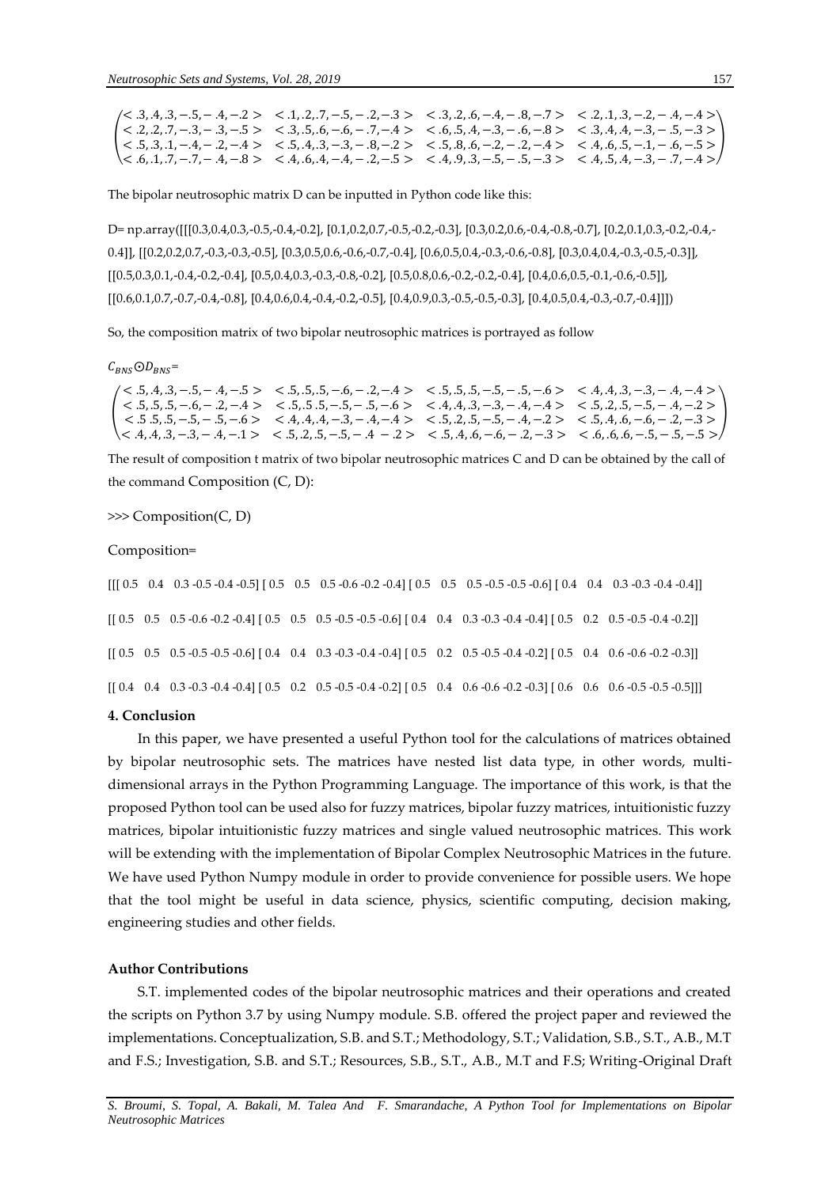$$\begin{pmatrix} <.3,.4,.3,-.5,-.4,-.2> & <.1,.2,.7,-.5,-.2,-.3> & <.3,.2,.6,-.4,-.8,-.7> & <.2,.1,.3,-.2,-.4,-.4> \\ <.2,.2,.7,-.3,-.3,-.5> & <.3,.5,.6,-.6,-.7,-.4> & <.6,.5,.4,-.3,-.6,-.8> & <.3,.4,.4,-.3,-.5,-.3> \\ <.5,.3,.1,-.4,-.2,-.4> & <.5,.4,.3,-.3,-.8,-.2> & <.5,.8,.6,-.2,-.2,-.4> & <.4,.6,.5,-.1,-.6,-.5> \\ <.6,.1,.7,-.7,-.4,-.8> & <.4,.6,.4,-.4,-.2,-.5> & <.4,.9,.3,-.5,-.5,-.3> & <.4,.5,.4,-.3,-.7,-.4> \end{pmatrix}$$

The bipolar neutrosophic matrix D can be inputted in Python code like this:

```
D= np.array([[[0.3,0.4,0.3,-0.5,-0.4,-0.2], [0.1,0.2,0.7,-0.5,-0.2,-0.3], [0.3,0.2,0.6,-0.4,-0.8,-0.7], [0.2,0.1,0.3,-0.2,-0.4,-0.4]], [[0.2,0.2,0.7,-0.3,-0.3,-0.5], [0.3,0.5,0.6,-0.6,-0.7,-0.4], [0.6,0.5,0.4,-0.3,-0.6,-0.8], [0.3,0.4,0.4,-0.3,-0.5,-0.3]],
[[0.5,0.3,0.1,-0.4,-0.2,-0.4], [0.5,0.4,0.3,-0.3,-0.8,-0.2], [0.5,0.8,0.6,-0.2,-0.2,-0.4], [0.4,0.6,0.5,-0.1,-0.6,-0.5]],
[[0.6,0.1,0.7,-0.7,-0.4,-0.8], [0.4,0.6,0.4,-0.4,-0.2,-0.5], [0.4,0.9,0.3,-0.5,-0.5,-0.3], [0.4,0.5,0.4,-0.3,-0.7,-0.4]]])
```

So, the composition matrix of two bipolar neutrosophic matrices is portrayed as follow

$C_{BNS} \odot D_{BNS}$=

$$\begin{pmatrix} <.5,.4,.3,-.5,-.4,-.5> & <.5,.5,.5,-.6,-.2,-.4> & <.5,.5,.5,-.5,-.5,-.6> & <.4,.4,.3,-.3,-.4,-.4> \\ <.5,.5,.5,-.6,-.2,-.4> & <.5,.5\,.5,-.5,-.5,-.6> & <.4,.4,.3,-.3,-.4,-.4> & <.5,.2,.5,-.5,-.4,-.2> \\ <.5\,.5,.5,-.5,-.5,-.6> & <.4,.4,.4,-.3,-.4,-.4> & <.5,.2,.5,-.5,-.4,-.2> & <.5,.4,.6,-.6,-.2,-.3> \\ <.4,.4,.3,-.3,-.4,-.1> & <.5,.2,.5,-.5,-.4\ -.2> & <.5,.4,.6,-.6,-.2,-.3> & <.6,.6,.6,-.5,-.5,-.5> \end{pmatrix}$$

The result of composition t matrix of two bipolar neutrosophic matrices C and D can be obtained by the call of the command Composition (C, D):

```
>>> Composition(C, D)

Composition=

[[[ 0.5   0.4   0.3 -0.5 -0.4 -0.5] [ 0.5   0.5   0.5 -0.6 -0.2 -0.4] [ 0.5   0.5   0.5 -0.5 -0.5 -0.6] [ 0.4   0.4   0.3 -0.3 -0.4 -0.4]]

[[ 0.5   0.5   0.5 -0.6 -0.2 -0.4] [ 0.5   0.5   0.5 -0.5 -0.5 -0.6] [ 0.4   0.4   0.3 -0.3 -0.4 -0.4] [ 0.5   0.2   0.5 -0.5 -0.4 -0.2]]

[[ 0.5   0.5   0.5 -0.5 -0.5 -0.6] [ 0.4   0.4   0.3 -0.3 -0.4 -0.4] [ 0.5   0.2   0.5 -0.5 -0.4 -0.2] [ 0.5   0.4   0.6 -0.6 -0.2 -0.3]]

[[ 0.4   0.4   0.3 -0.3 -0.4 -0.4] [ 0.5   0.2   0.5 -0.5 -0.4 -0.2] [ 0.5   0.4   0.6 -0.6 -0.2 -0.3] [ 0.6   0.6   0.6 -0.5 -0.5 -0.5]]]
```

## 4. Conclusion

In this paper, we have presented a useful Python tool for the calculations of matrices obtained by bipolar neutrosophic sets. The matrices have nested list data type, in other words, multi-dimensional arrays in the Python Programming Language. The importance of this work, is that the proposed Python tool can be used also for fuzzy matrices, bipolar fuzzy matrices, intuitionistic fuzzy matrices, bipolar intuitionistic fuzzy matrices and single valued neutrosophic matrices. This work will be extending with the implementation of Bipolar Complex Neutrosophic Matrices in the future. We have used Python Numpy module in order to provide convenience for possible users. We hope that the tool might be useful in data science, physics, scientific computing, decision making, engineering studies and other fields.

### Author Contributions

S.T. implemented codes of the bipolar neutrosophic matrices and their operations and created the scripts on Python 3.7 by using Numpy module. S.B. offered the project paper and reviewed the implementations. Conceptualization, S.B. and S.T.; Methodology, S.T.; Validation, S.B., S.T., A.B., M.T and F.S.; Investigation, S.B. and S.T.; Resources, S.B., S.T., A.B., M.T and F.S; Writing-Original Draft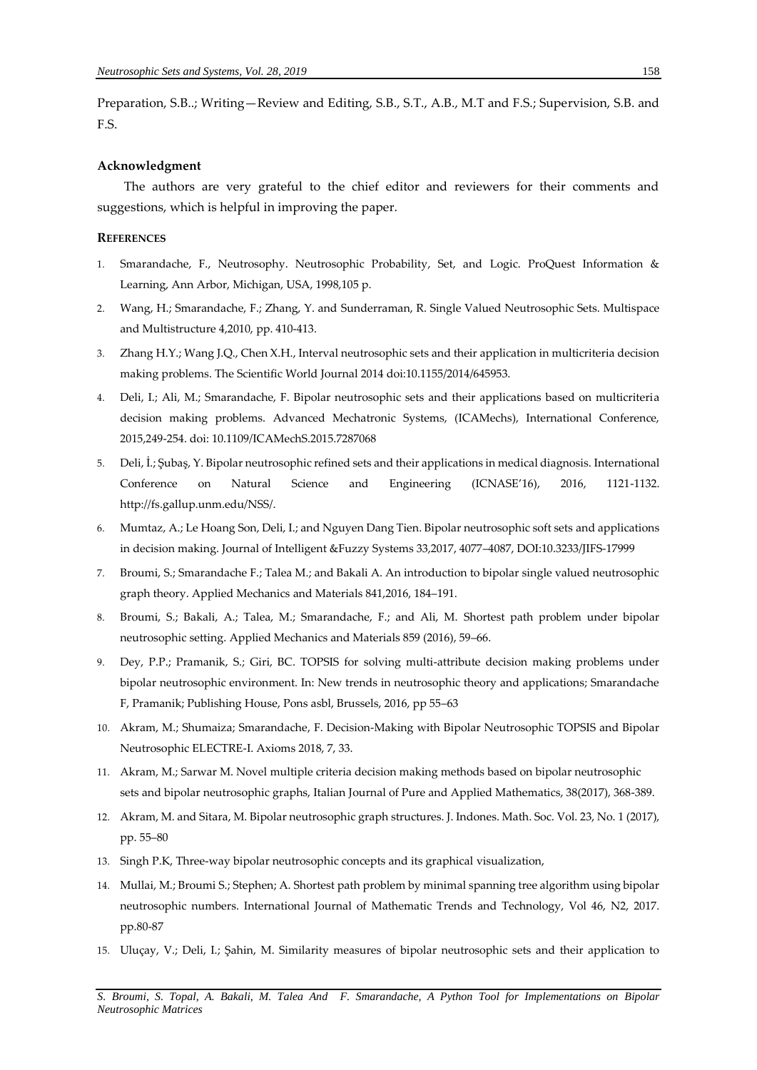Preparation, S.B..; Writing—Review and Editing, S.B., S.T., A.B., M.T and F.S.; Supervision, S.B. and F.S.

### Acknowledgment

The authors are very grateful to the chief editor and reviewers for their comments and suggestions, which is helpful in improving the paper.

### REFERENCES

1. Smarandache, F., Neutrosophy. Neutrosophic Probability, Set, and Logic. ProQuest Information & Learning, Ann Arbor, Michigan, USA, 1998,105 p.
2. Wang, H.; Smarandache, F.; Zhang, Y. and Sunderraman, R. Single Valued Neutrosophic Sets. Multispace and Multistructure 4,2010, pp. 410-413.
3. Zhang H.Y.; Wang J.Q., Chen X.H., Interval neutrosophic sets and their application in multicriteria decision making problems. The Scientific World Journal 2014 doi:10.1155/2014/645953.
4. Deli, I.; Ali, M.; Smarandache, F. Bipolar neutrosophic sets and their applications based on multicriteria decision making problems. Advanced Mechatronic Systems, (ICAMechs), International Conference, 2015,249-254. doi: 10.1109/ICAMechS.2015.7287068
5. Deli, İ.; Şubaş, Y. Bipolar neutrosophic refined sets and their applications in medical diagnosis. International Conference on Natural Science and Engineering (ICNASE'16), 2016, 1121-1132. http://fs.gallup.unm.edu/NSS/.
6. Mumtaz, A.; Le Hoang Son, Deli, I.; and Nguyen Dang Tien. Bipolar neutrosophic soft sets and applications in decision making. Journal of Intelligent &Fuzzy Systems 33,2017, 4077–4087, DOI:10.3233/JIFS-17999
7. Broumi, S.; Smarandache F.; Talea M.; and Bakali A. An introduction to bipolar single valued neutrosophic graph theory. Applied Mechanics and Materials 841,2016, 184–191.
8. Broumi, S.; Bakali, A.; Talea, M.; Smarandache, F.; and Ali, M. Shortest path problem under bipolar neutrosophic setting. Applied Mechanics and Materials 859 (2016), 59–66.
9. Dey, P.P.; Pramanik, S.; Giri, BC. TOPSIS for solving multi-attribute decision making problems under bipolar neutrosophic environment. In: New trends in neutrosophic theory and applications; Smarandache F, Pramanik; Publishing House, Pons asbl, Brussels, 2016, pp 55–63
10. Akram, M.; Shumaiza; Smarandache, F. Decision-Making with Bipolar Neutrosophic TOPSIS and Bipolar Neutrosophic ELECTRE-I. Axioms 2018, 7, 33.
11. Akram, M.; Sarwar M. Novel multiple criteria decision making methods based on bipolar neutrosophic sets and bipolar neutrosophic graphs, Italian Journal of Pure and Applied Mathematics, 38(2017), 368-389.
12. Akram, M. and Sitara, M. Bipolar neutrosophic graph structures. J. Indones. Math. Soc. Vol. 23, No. 1 (2017), pp. 55–80
13. Singh P.K, Three-way bipolar neutrosophic concepts and its graphical visualization,
14. Mullai, M.; Broumi S.; Stephen; A. Shortest path problem by minimal spanning tree algorithm using bipolar neutrosophic numbers. International Journal of Mathematic Trends and Technology, Vol 46, N2, 2017. pp.80-87
15. Uluçay, V.; Deli, I.; Şahin, M. Similarity measures of bipolar neutrosophic sets and their application to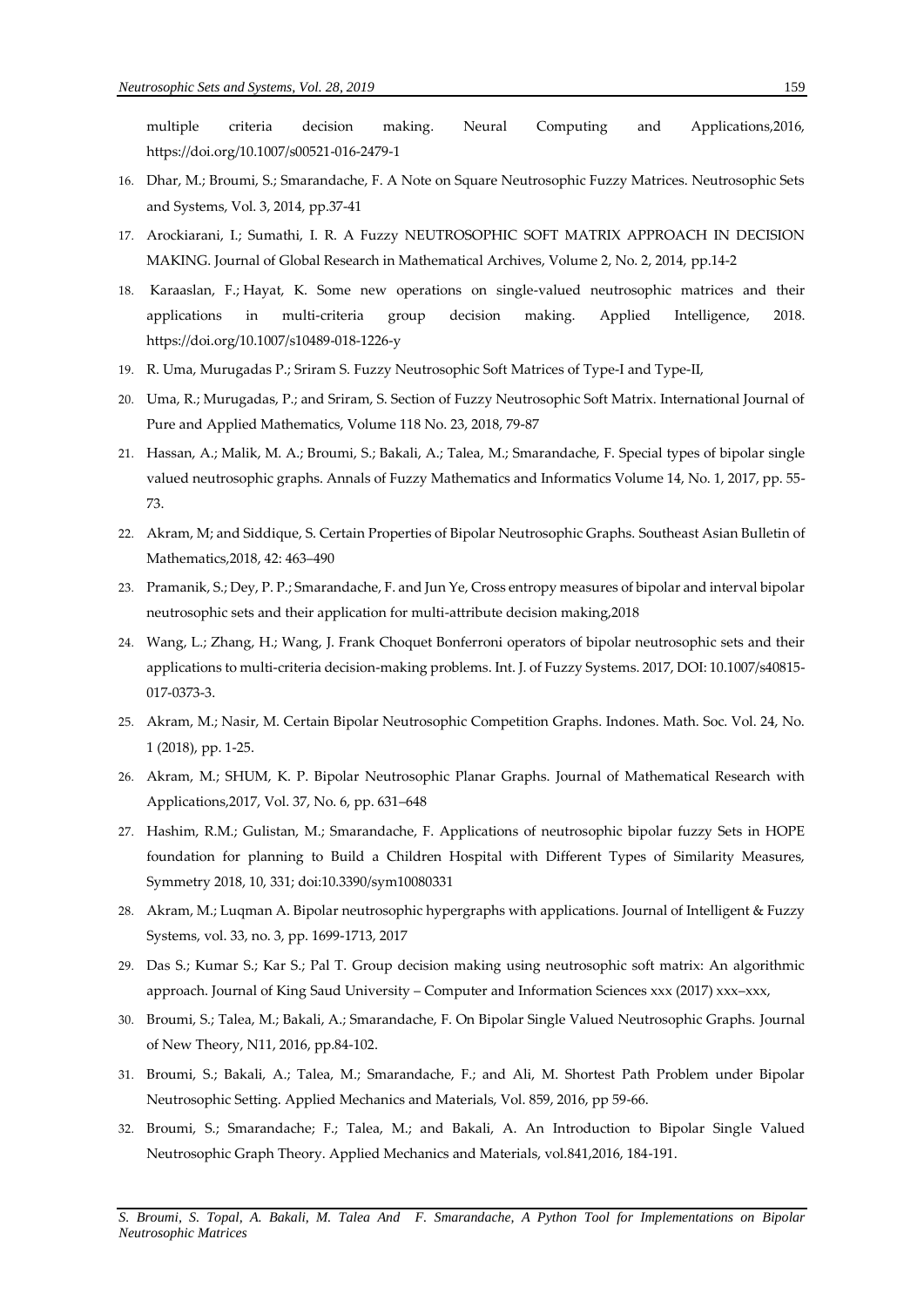multiple criteria decision making. Neural Computing and Applications,2016, https://doi.org/10.1007/s00521-016-2479-1

16. Dhar, M.; Broumi, S.; Smarandache, F. A Note on Square Neutrosophic Fuzzy Matrices. Neutrosophic Sets and Systems, Vol. 3, 2014, pp.37-41
17. Arockiarani, I.; Sumathi, I. R. A Fuzzy NEUTROSOPHIC SOFT MATRIX APPROACH IN DECISION MAKING. Journal of Global Research in Mathematical Archives, Volume 2, No. 2, 2014, pp.14-2
18. Karaaslan, F.; Hayat, K. Some new operations on single-valued neutrosophic matrices and their applications in multi-criteria group decision making. Applied Intelligence, 2018. https://doi.org/10.1007/s10489-018-1226-y
19. R. Uma, Murugadas P.; Sriram S. Fuzzy Neutrosophic Soft Matrices of Type-I and Type-II,
20. Uma, R.; Murugadas, P.; and Sriram, S. Section of Fuzzy Neutrosophic Soft Matrix. International Journal of Pure and Applied Mathematics, Volume 118 No. 23, 2018, 79-87
21. Hassan, A.; Malik, M. A.; Broumi, S.; Bakali, A.; Talea, M.; Smarandache, F. Special types of bipolar single valued neutrosophic graphs. Annals of Fuzzy Mathematics and Informatics Volume 14, No. 1, 2017, pp. 55-73.
22. Akram, M; and Siddique, S. Certain Properties of Bipolar Neutrosophic Graphs. Southeast Asian Bulletin of Mathematics,2018, 42: 463–490
23. Pramanik, S.; Dey, P. P.; Smarandache, F. and Jun Ye, Cross entropy measures of bipolar and interval bipolar neutrosophic sets and their application for multi-attribute decision making,2018
24. Wang, L.; Zhang, H.; Wang, J. Frank Choquet Bonferroni operators of bipolar neutrosophic sets and their applications to multi-criteria decision-making problems. Int. J. of Fuzzy Systems. 2017, DOI: 10.1007/s40815-017-0373-3.
25. Akram, M.; Nasir, M. Certain Bipolar Neutrosophic Competition Graphs. Indones. Math. Soc. Vol. 24, No. 1 (2018), pp. 1-25.
26. Akram, M.; SHUM, K. P. Bipolar Neutrosophic Planar Graphs. Journal of Mathematical Research with Applications,2017, Vol. 37, No. 6, pp. 631–648
27. Hashim, R.M.; Gulistan, M.; Smarandache, F. Applications of neutrosophic bipolar fuzzy Sets in HOPE foundation for planning to Build a Children Hospital with Different Types of Similarity Measures, Symmetry 2018, 10, 331; doi:10.3390/sym10080331
28. Akram, M.; Luqman A. Bipolar neutrosophic hypergraphs with applications. Journal of Intelligent & Fuzzy Systems, vol. 33, no. 3, pp. 1699-1713, 2017
29. Das S.; Kumar S.; Kar S.; Pal T. Group decision making using neutrosophic soft matrix: An algorithmic approach. Journal of King Saud University – Computer and Information Sciences xxx (2017) xxx–xxx,
30. Broumi, S.; Talea, M.; Bakali, A.; Smarandache, F. On Bipolar Single Valued Neutrosophic Graphs. Journal of New Theory, N11, 2016, pp.84-102.
31. Broumi, S.; Bakali, A.; Talea, M.; Smarandache, F.; and Ali, M. Shortest Path Problem under Bipolar Neutrosophic Setting. Applied Mechanics and Materials, Vol. 859, 2016, pp 59-66.
32. Broumi, S.; Smarandache; F.; Talea, M.; and Bakali, A. An Introduction to Bipolar Single Valued Neutrosophic Graph Theory. Applied Mechanics and Materials, vol.841,2016, 184-191.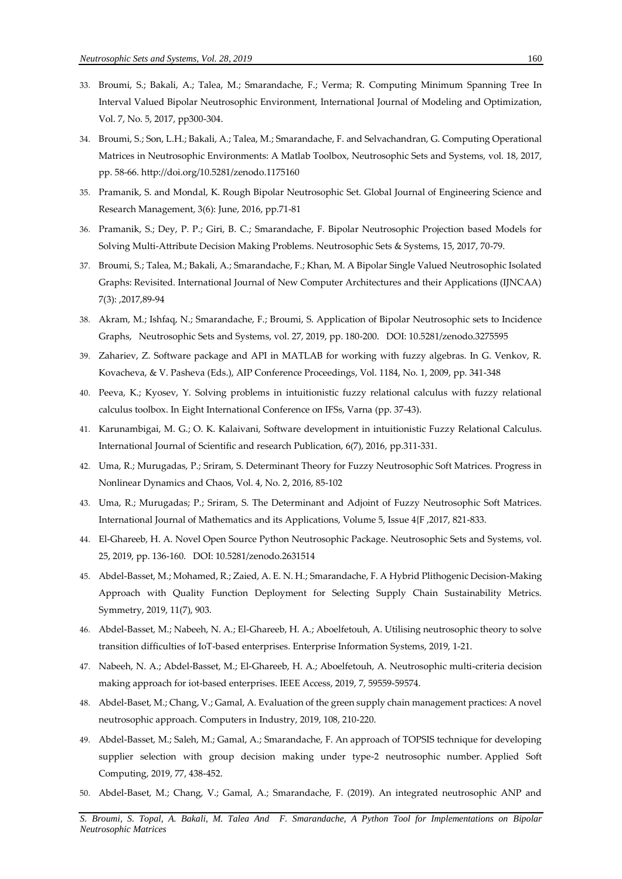33. Broumi, S.; Bakali, A.; Talea, M.; Smarandache, F.; Verma; R. Computing Minimum Spanning Tree In Interval Valued Bipolar Neutrosophic Environment, International Journal of Modeling and Optimization, Vol. 7, No. 5, 2017, pp300-304.
34. Broumi, S.; Son, L.H.; Bakali, A.; Talea, M.; Smarandache, F. and Selvachandran, G. Computing Operational Matrices in Neutrosophic Environments: A Matlab Toolbox, Neutrosophic Sets and Systems, vol. 18, 2017, pp. 58-66. http://doi.org/10.5281/zenodo.1175160
35. Pramanik, S. and Mondal, K. Rough Bipolar Neutrosophic Set. Global Journal of Engineering Science and Research Management, 3(6): June, 2016, pp.71-81
36. Pramanik, S.; Dey, P. P.; Giri, B. C.; Smarandache, F. Bipolar Neutrosophic Projection based Models for Solving Multi-Attribute Decision Making Problems. Neutrosophic Sets & Systems, 15, 2017, 70-79.
37. Broumi, S.; Talea, M.; Bakali, A.; Smarandache, F.; Khan, M. A Bipolar Single Valued Neutrosophic Isolated Graphs: Revisited. International Journal of New Computer Architectures and their Applications (IJNCAA) 7(3): ,2017,89-94
38. Akram, M.; Ishfaq, N.; Smarandache, F.; Broumi, S. Application of Bipolar Neutrosophic sets to Incidence Graphs, Neutrosophic Sets and Systems, vol. 27, 2019, pp. 180-200. DOI: 10.5281/zenodo.3275595
39. Zahariev, Z. Software package and API in MATLAB for working with fuzzy algebras. In G. Venkov, R. Kovacheva, & V. Pasheva (Eds.), AIP Conference Proceedings, Vol. 1184, No. 1, 2009, pp. 341-348
40. Peeva, K.; Kyosev, Y. Solving problems in intuitionistic fuzzy relational calculus with fuzzy relational calculus toolbox. In Eight International Conference on IFSs, Varna (pp. 37-43).
41. Karunambigai, M. G.; O. K. Kalaivani, Software development in intuitionistic Fuzzy Relational Calculus. International Journal of Scientific and research Publication, 6(7), 2016, pp.311-331.
42. Uma, R.; Murugadas, P.; Sriram, S. Determinant Theory for Fuzzy Neutrosophic Soft Matrices. Progress in Nonlinear Dynamics and Chaos, Vol. 4, No. 2, 2016, 85-102
43. Uma, R.; Murugadas; P.; Sriram, S. The Determinant and Adjoint of Fuzzy Neutrosophic Soft Matrices. International Journal of Mathematics and its Applications, Volume 5, Issue 4{F ,2017, 821-833.
44. El-Ghareeb, H. A. Novel Open Source Python Neutrosophic Package. Neutrosophic Sets and Systems, vol. 25, 2019, pp. 136-160. DOI: 10.5281/zenodo.2631514
45. Abdel-Basset, M.; Mohamed, R.; Zaied, A. E. N. H.; Smarandache, F. A Hybrid Plithogenic Decision-Making Approach with Quality Function Deployment for Selecting Supply Chain Sustainability Metrics. Symmetry, 2019, 11(7), 903.
46. Abdel-Basset, M.; Nabeeh, N. A.; El-Ghareeb, H. A.; Aboelfetouh, A. Utilising neutrosophic theory to solve transition difficulties of IoT-based enterprises. Enterprise Information Systems, 2019, 1-21.
47. Nabeeh, N. A.; Abdel-Basset, M.; El-Ghareeb, H. A.; Aboelfetouh, A. Neutrosophic multi-criteria decision making approach for iot-based enterprises. IEEE Access, 2019, 7, 59559-59574.
48. Abdel-Baset, M.; Chang, V.; Gamal, A. Evaluation of the green supply chain management practices: A novel neutrosophic approach. Computers in Industry, 2019, 108, 210-220.
49. Abdel-Basset, M.; Saleh, M.; Gamal, A.; Smarandache, F. An approach of TOPSIS technique for developing supplier selection with group decision making under type-2 neutrosophic number. Applied Soft Computing, 2019, 77, 438-452.
50. Abdel-Baset, M.; Chang, V.; Gamal, A.; Smarandache, F. (2019). An integrated neutrosophic ANP and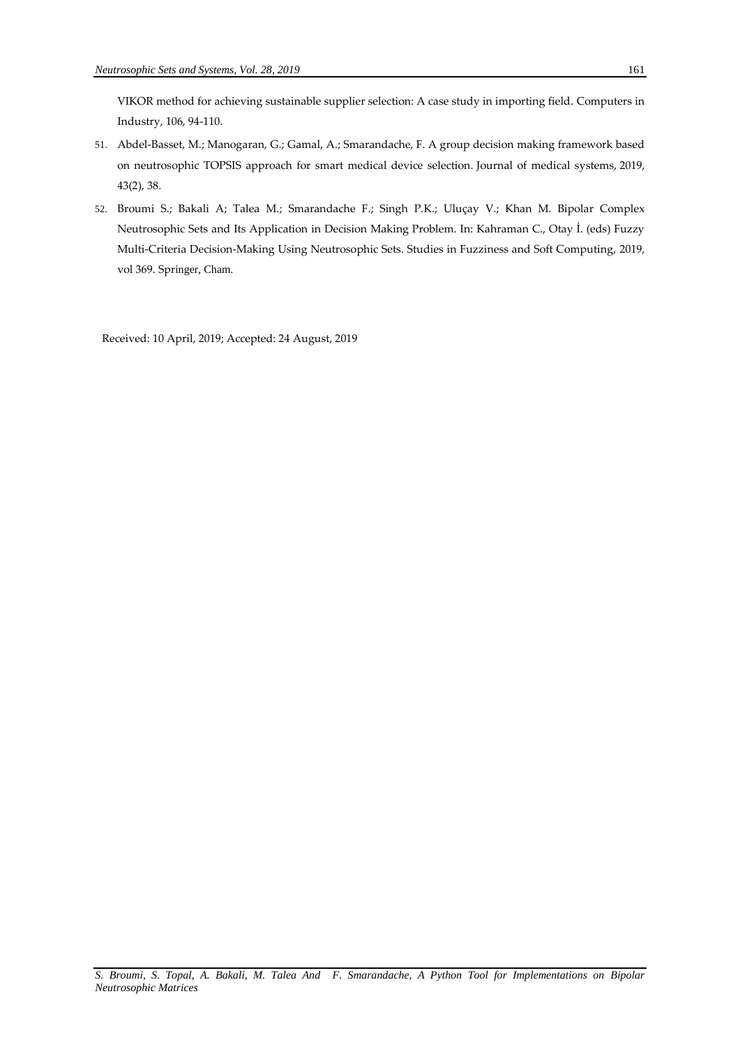VIKOR method for achieving sustainable supplier selection: A case study in importing field. Computers in Industry, 106, 94-110.

51. Abdel-Basset, M.; Manogaran, G.; Gamal, A.; Smarandache, F. A group decision making framework based on neutrosophic TOPSIS approach for smart medical device selection. Journal of medical systems, 2019, 43(2), 38.
52. Broumi S.; Bakali A; Talea M.; Smarandache F.; Singh P.K.; Uluçay V.; Khan M. Bipolar Complex Neutrosophic Sets and Its Application in Decision Making Problem. In: Kahraman C., Otay İ. (eds) Fuzzy Multi-Criteria Decision-Making Using Neutrosophic Sets. Studies in Fuzziness and Soft Computing, 2019, vol 369. Springer, Cham.

Received: 10 April, 2019; Accepted: 24 August, 2019